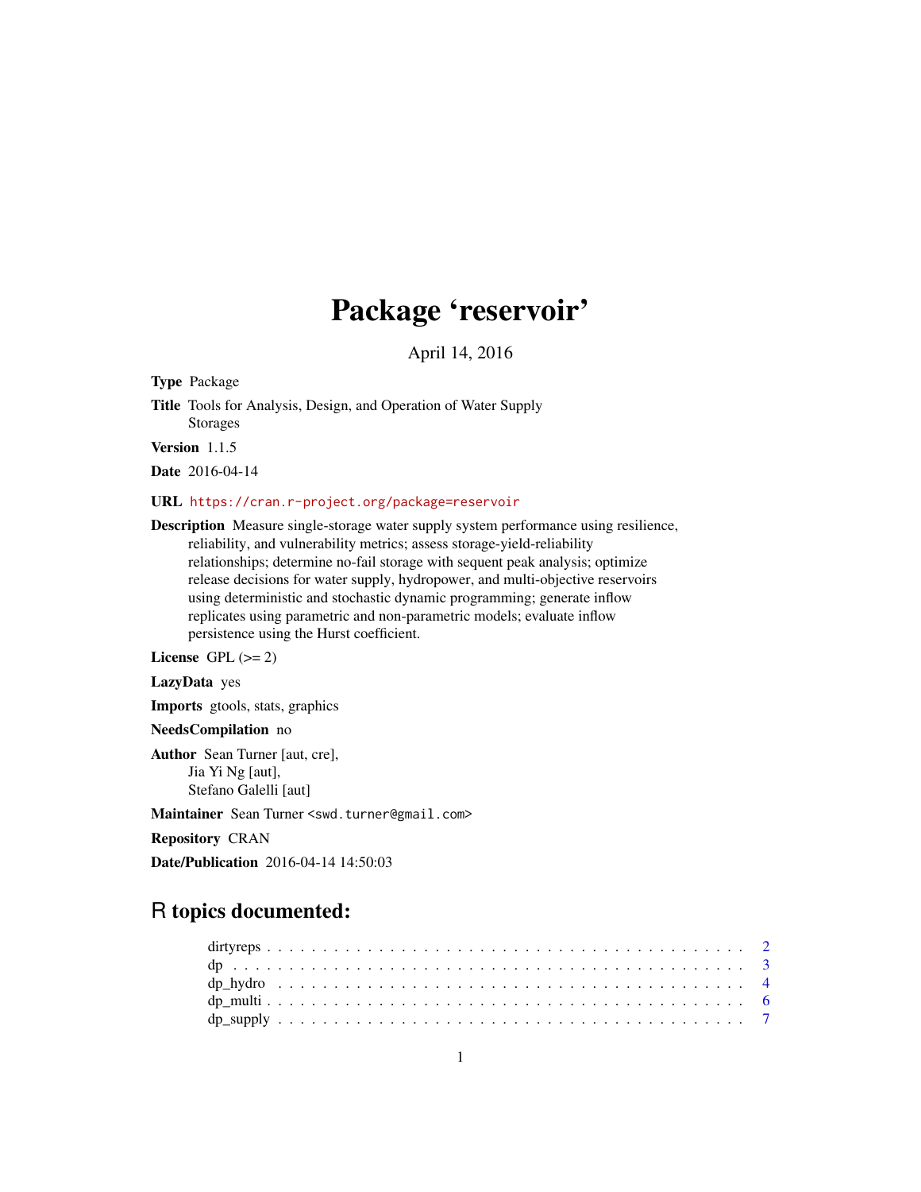# Package 'reservoir'

April 14, 2016

**Type** Package

**Title** Tools for Analysis, Design, and Operation of Water Supply Storages

**Version** 1.1.5

**Date** 2016-04-14

**URL** https://cran.r-project.org/package=reservoir

**Description** Measure single-storage water supply system performance using resilience, reliability, and vulnerability metrics; assess storage-yield-reliability relationships; determine no-fail storage with sequent peak analysis; optimize release decisions for water supply, hydropower, and multi-objective reservoirs using deterministic and stochastic dynamic programming; generate inflow replicates using parametric and non-parametric models; evaluate inflow persistence using the Hurst coefficient.

**License** GPL (>= 2)

**LazyData** yes

**Imports** gtools, stats, graphics

**NeedsCompilation** no

**Author** Sean Turner [aut, cre],
Jia Yi Ng [aut],
Stefano Galelli [aut]

**Maintainer** Sean Turner <swd.turner@gmail.com>

**Repository** CRAN

**Date/Publication** 2016-04-14 14:50:03

## R topics documented:

dirtyreps . . . . . . . . . . . . . . . . . . . . . . . . . . . . . . . . . . . . . . . . 2
dp . . . . . . . . . . . . . . . . . . . . . . . . . . . . . . . . . . . . . . . . . . . . 3
dp_hydro . . . . . . . . . . . . . . . . . . . . . . . . . . . . . . . . . . . . . . . . 4
dp_multi . . . . . . . . . . . . . . . . . . . . . . . . . . . . . . . . . . . . . . . . 6
dp_supply . . . . . . . . . . . . . . . . . . . . . . . . . . . . . . . . . . . . . . . . 7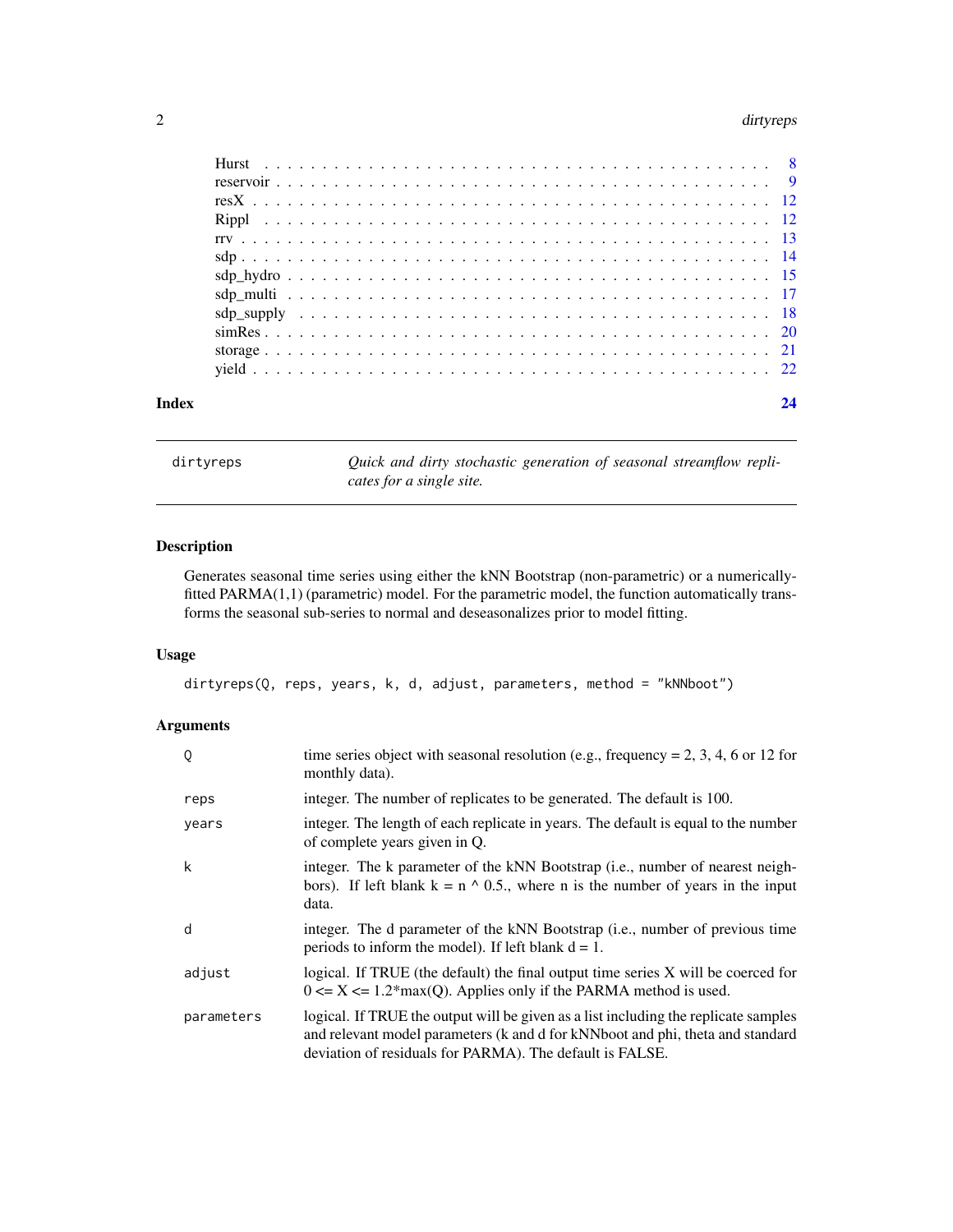| | |
|---|---|
| Hurst | 8 |
| reservoir | 9 |
| resX | 12 |
| Rippl | 12 |
| rrv | 13 |
| sdp | 14 |
| sdp_hydro | 15 |
| sdp_multi | 17 |
| sdp_supply | 18 |
| simRes | 20 |
| storage | 21 |
| yield | 22 |

**Index** **24**

---

`dirtyreps` *Quick and dirty stochastic generation of seasonal streamflow replicates for a single site.*

---

### Description

Generates seasonal time series using either the kNN Bootstrap (non-parametric) or a numerically-fitted PARMA(1,1) (parametric) model. For the parametric model, the function automatically transforms the seasonal sub-series to normal and deseasonalizes prior to model fitting.

### Usage

```
dirtyreps(Q, reps, years, k, d, adjust, parameters, method = "kNNboot")
```

### Arguments

| | |
|---|---|
| `Q` | time series object with seasonal resolution (e.g., frequency = 2, 3, 4, 6 or 12 for monthly data). |
| `reps` | integer. The number of replicates to be generated. The default is 100. |
| `years` | integer. The length of each replicate in years. The default is equal to the number of complete years given in Q. |
| `k` | integer. The k parameter of the kNN Bootstrap (i.e., number of nearest neighbors). If left blank k = n ^ 0.5., where n is the number of years in the input data. |
| `d` | integer. The d parameter of the kNN Bootstrap (i.e., number of previous time periods to inform the model). If left blank d = 1. |
| `adjust` | logical. If TRUE (the default) the final output time series X will be coerced for 0 <= X <= 1.2*max(Q). Applies only if the PARMA method is used. |
| `parameters` | logical. If TRUE the output will be given as a list including the replicate samples and relevant model parameters (k and d for kNNboot and phi, theta and standard deviation of residuals for PARMA). The default is FALSE. |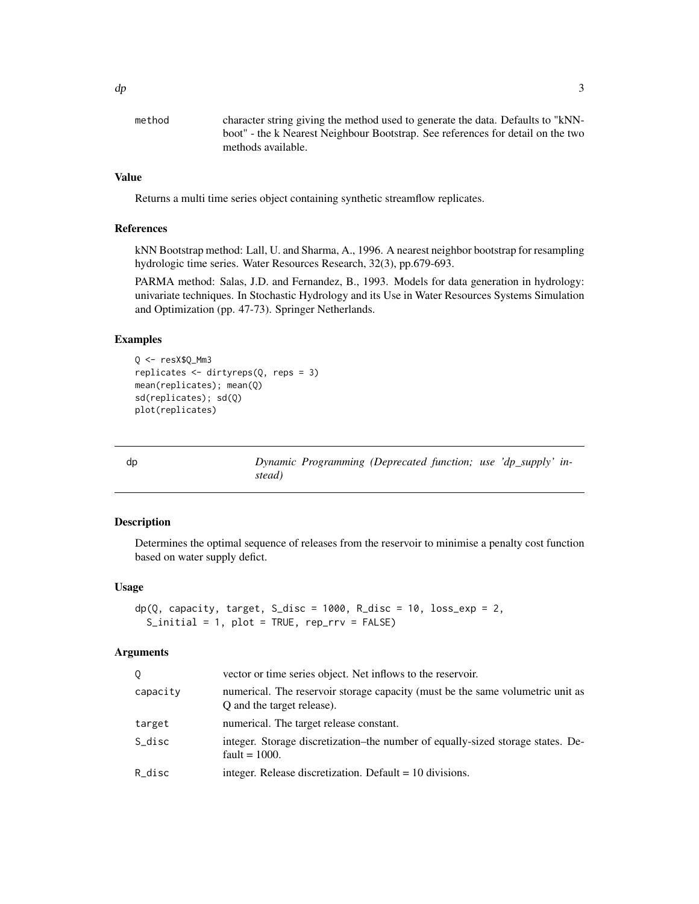| | |
|---|---|
| method | character string giving the method used to generate the data. Defaults to "kNN-boot" - the k Nearest Neighbour Bootstrap. See references for detail on the two methods available. |

### Value

Returns a multi time series object containing synthetic streamflow replicates.

### References

kNN Bootstrap method: Lall, U. and Sharma, A., 1996. A nearest neighbor bootstrap for resampling hydrologic time series. Water Resources Research, 32(3), pp.679-693.

PARMA method: Salas, J.D. and Fernandez, B., 1993. Models for data generation in hydrology: univariate techniques. In Stochastic Hydrology and its Use in Water Resources Systems Simulation and Optimization (pp. 47-73). Springer Netherlands.

### Examples

```
Q <- resX$Q_Mm3
replicates <- dirtyreps(Q, reps = 3)
mean(replicates); mean(Q)
sd(replicates); sd(Q)
plot(replicates)
```

---

## dp — *Dynamic Programming (Deprecated function; use 'dp_supply' instead)*

### Description

Determines the optimal sequence of releases from the reservoir to minimise a penalty cost function based on water supply defict.

### Usage

```
dp(Q, capacity, target, S_disc = 1000, R_disc = 10, loss_exp = 2,
  S_initial = 1, plot = TRUE, rep_rrv = FALSE)
```

### Arguments

| | |
|---|---|
| Q | vector or time series object. Net inflows to the reservoir. |
| capacity | numerical. The reservoir storage capacity (must be the same volumetric unit as Q and the target release). |
| target | numerical. The target release constant. |
| S_disc | integer. Storage discretization–the number of equally-sized storage states. Default = 1000. |
| R_disc | integer. Release discretization. Default = 10 divisions. |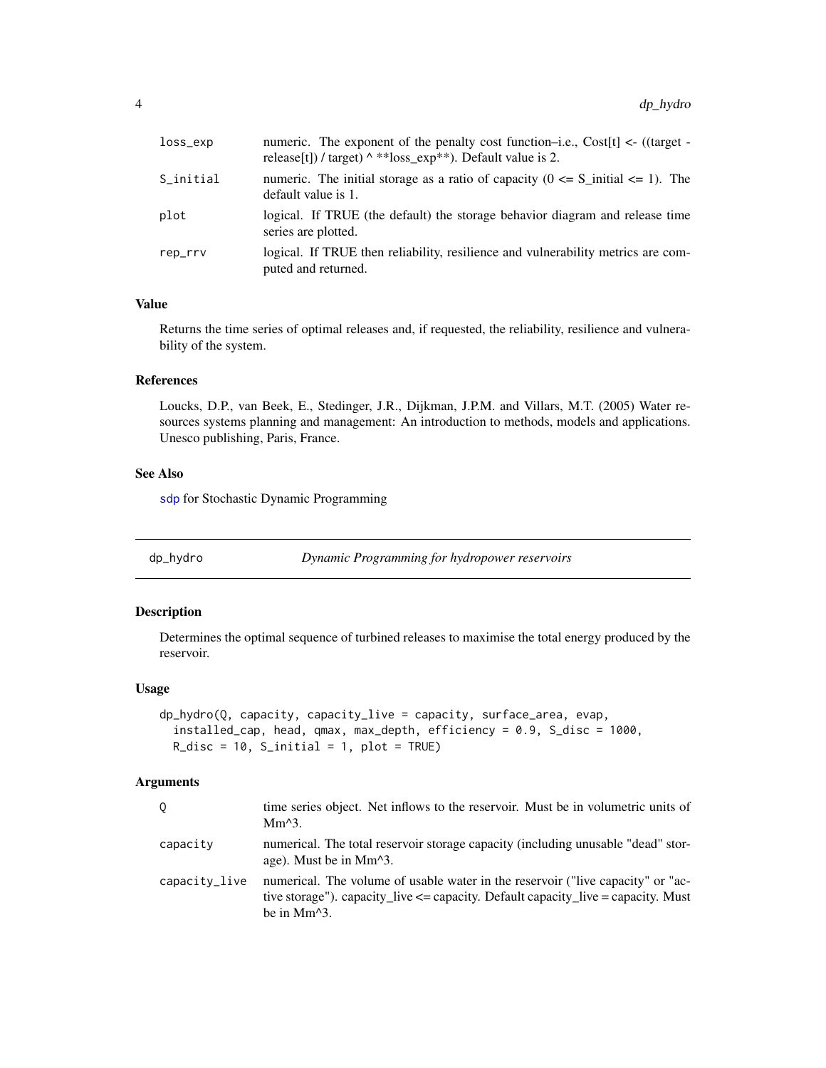| | |
|---|---|
| loss_exp | numeric. The exponent of the penalty cost function–i.e., Cost[t] <- ((target - release[t]) / target) ^ **loss_exp**). Default value is 2. |
| S_initial | numeric. The initial storage as a ratio of capacity (0 <= S_initial <= 1). The default value is 1. |
| plot | logical. If TRUE (the default) the storage behavior diagram and release time series are plotted. |
| rep_rrv | logical. If TRUE then reliability, resilience and vulnerability metrics are computed and returned. |

### Value

Returns the time series of optimal releases and, if requested, the reliability, resilience and vulnerability of the system.

### References

Loucks, D.P., van Beek, E., Stedinger, J.R., Dijkman, J.P.M. and Villars, M.T. (2005) Water resources systems planning and management: An introduction to methods, models and applications. Unesco publishing, Paris, France.

### See Also

sdp for Stochastic Dynamic Programming

---

## dp_hydro — *Dynamic Programming for hydropower reservoirs*

### Description

Determines the optimal sequence of turbined releases to maximise the total energy produced by the reservoir.

### Usage

```
dp_hydro(Q, capacity, capacity_live = capacity, surface_area, evap,
  installed_cap, head, qmax, max_depth, efficiency = 0.9, S_disc = 1000,
  R_disc = 10, S_initial = 1, plot = TRUE)
```

### Arguments

| | |
|---|---|
| Q | time series object. Net inflows to the reservoir. Must be in volumetric units of Mm^3. |
| capacity | numerical. The total reservoir storage capacity (including unusable "dead" storage). Must be in Mm^3. |
| capacity_live | numerical. The volume of usable water in the reservoir ("live capacity" or "active storage"). capacity_live <= capacity. Default capacity_live = capacity. Must be in Mm^3. |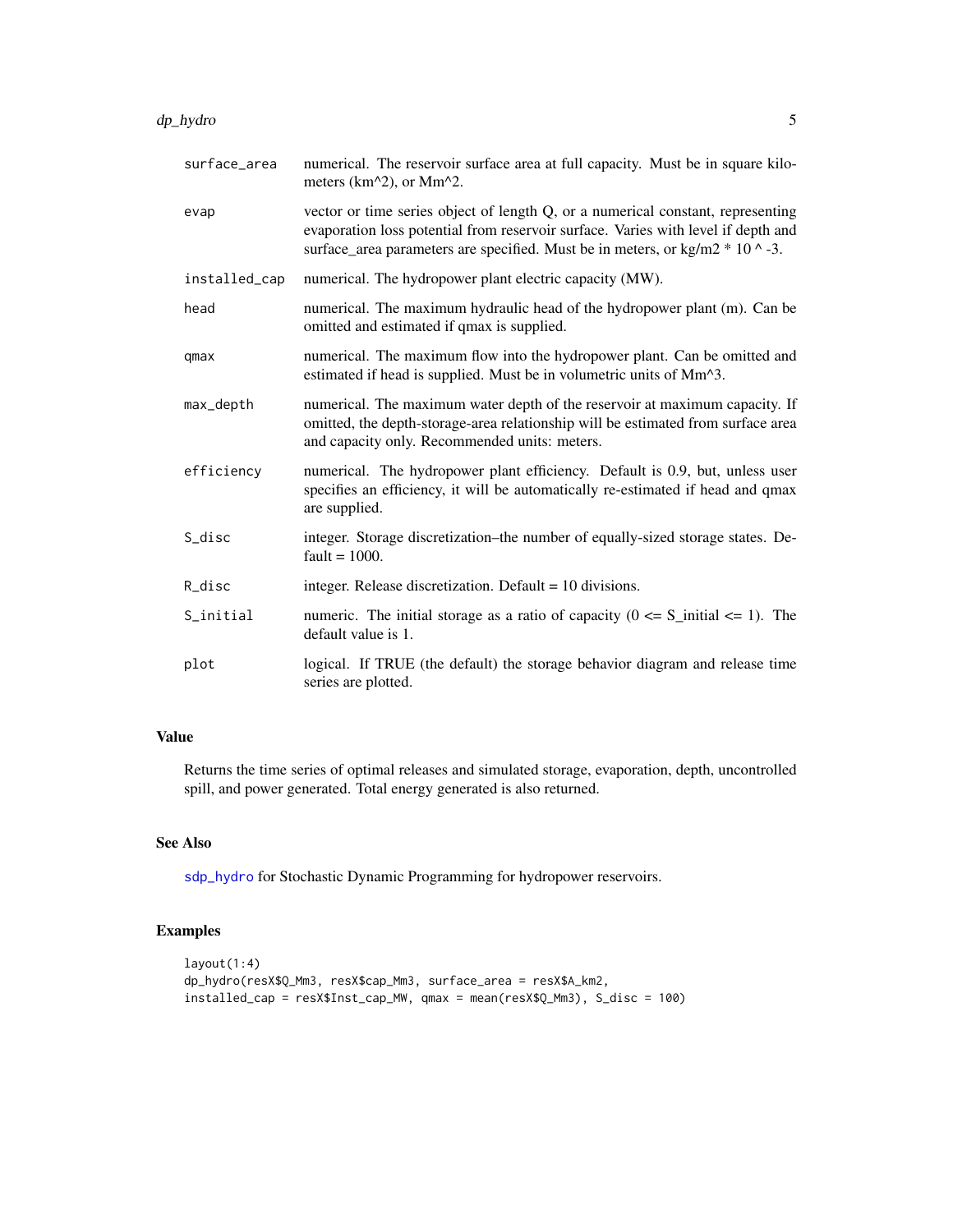| | |
|---|---|
| surface_area | numerical. The reservoir surface area at full capacity. Must be in square kilometers (km^2), or Mm^2. |
| evap | vector or time series object of length Q, or a numerical constant, representing evaporation loss potential from reservoir surface. Varies with level if depth and surface_area parameters are specified. Must be in meters, or kg/m2 * 10 ^ -3. |
| installed_cap | numerical. The hydropower plant electric capacity (MW). |
| head | numerical. The maximum hydraulic head of the hydropower plant (m). Can be omitted and estimated if qmax is supplied. |
| qmax | numerical. The maximum flow into the hydropower plant. Can be omitted and estimated if head is supplied. Must be in volumetric units of Mm^3. |
| max_depth | numerical. The maximum water depth of the reservoir at maximum capacity. If omitted, the depth-storage-area relationship will be estimated from surface area and capacity only. Recommended units: meters. |
| efficiency | numerical. The hydropower plant efficiency. Default is 0.9, but, unless user specifies an efficiency, it will be automatically re-estimated if head and qmax are supplied. |
| S_disc | integer. Storage discretization–the number of equally-sized storage states. Default = 1000. |
| R_disc | integer. Release discretization. Default = 10 divisions. |
| S_initial | numeric. The initial storage as a ratio of capacity (0 <= S_initial <= 1). The default value is 1. |
| plot | logical. If TRUE (the default) the storage behavior diagram and release time series are plotted. |

## Value

Returns the time series of optimal releases and simulated storage, evaporation, depth, uncontrolled spill, and power generated. Total energy generated is also returned.

## See Also

sdp_hydro for Stochastic Dynamic Programming for hydropower reservoirs.

## Examples

```
layout(1:4)
dp_hydro(resX$Q_Mm3, resX$cap_Mm3, surface_area = resX$A_km2,
installed_cap = resX$Inst_cap_MW, qmax = mean(resX$Q_Mm3), S_disc = 100)
```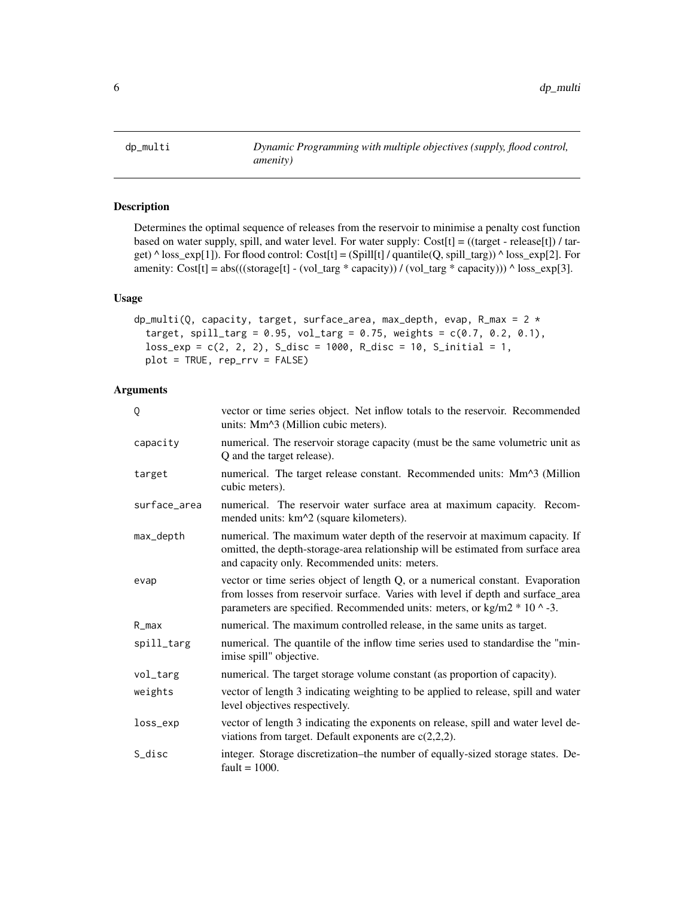## dp_multi — *Dynamic Programming with multiple objectives (supply, flood control, amenity)*

### Description

Determines the optimal sequence of releases from the reservoir to minimise a penalty cost function based on water supply, spill, and water level. For water supply: Cost[t] = ((target - release[t]) / target) ^ loss_exp[1]). For flood control: Cost[t] = (Spill[t] / quantile(Q, spill_targ)) ^ loss_exp[2]. For amenity: Cost[t] = abs(((storage[t] - (vol_targ * capacity)) / (vol_targ * capacity))) ^ loss_exp[3].

### Usage

```
dp_multi(Q, capacity, target, surface_area, max_depth, evap, R_max = 2 *
  target, spill_targ = 0.95, vol_targ = 0.75, weights = c(0.7, 0.2, 0.1),
  loss_exp = c(2, 2, 2), S_disc = 1000, R_disc = 10, S_initial = 1,
  plot = TRUE, rep_rrv = FALSE)
```

### Arguments

| | |
|---|---|
| Q | vector or time series object. Net inflow totals to the reservoir. Recommended units: Mm^3 (Million cubic meters). |
| capacity | numerical. The reservoir storage capacity (must be the same volumetric unit as Q and the target release). |
| target | numerical. The target release constant. Recommended units: Mm^3 (Million cubic meters). |
| surface_area | numerical. The reservoir water surface area at maximum capacity. Recommended units: km^2 (square kilometers). |
| max_depth | numerical. The maximum water depth of the reservoir at maximum capacity. If omitted, the depth-storage-area relationship will be estimated from surface area and capacity only. Recommended units: meters. |
| evap | vector or time series object of length Q, or a numerical constant. Evaporation from losses from reservoir surface. Varies with level if depth and surface_area parameters are specified. Recommended units: meters, or kg/m2 * 10 ^ -3. |
| R_max | numerical. The maximum controlled release, in the same units as target. |
| spill_targ | numerical. The quantile of the inflow time series used to standardise the "minimise spill" objective. |
| vol_targ | numerical. The target storage volume constant (as proportion of capacity). |
| weights | vector of length 3 indicating weighting to be applied to release, spill and water level objectives respectively. |
| loss_exp | vector of length 3 indicating the exponents on release, spill and water level deviations from target. Default exponents are c(2,2,2). |
| S_disc | integer. Storage discretization–the number of equally-sized storage states. Default = 1000. |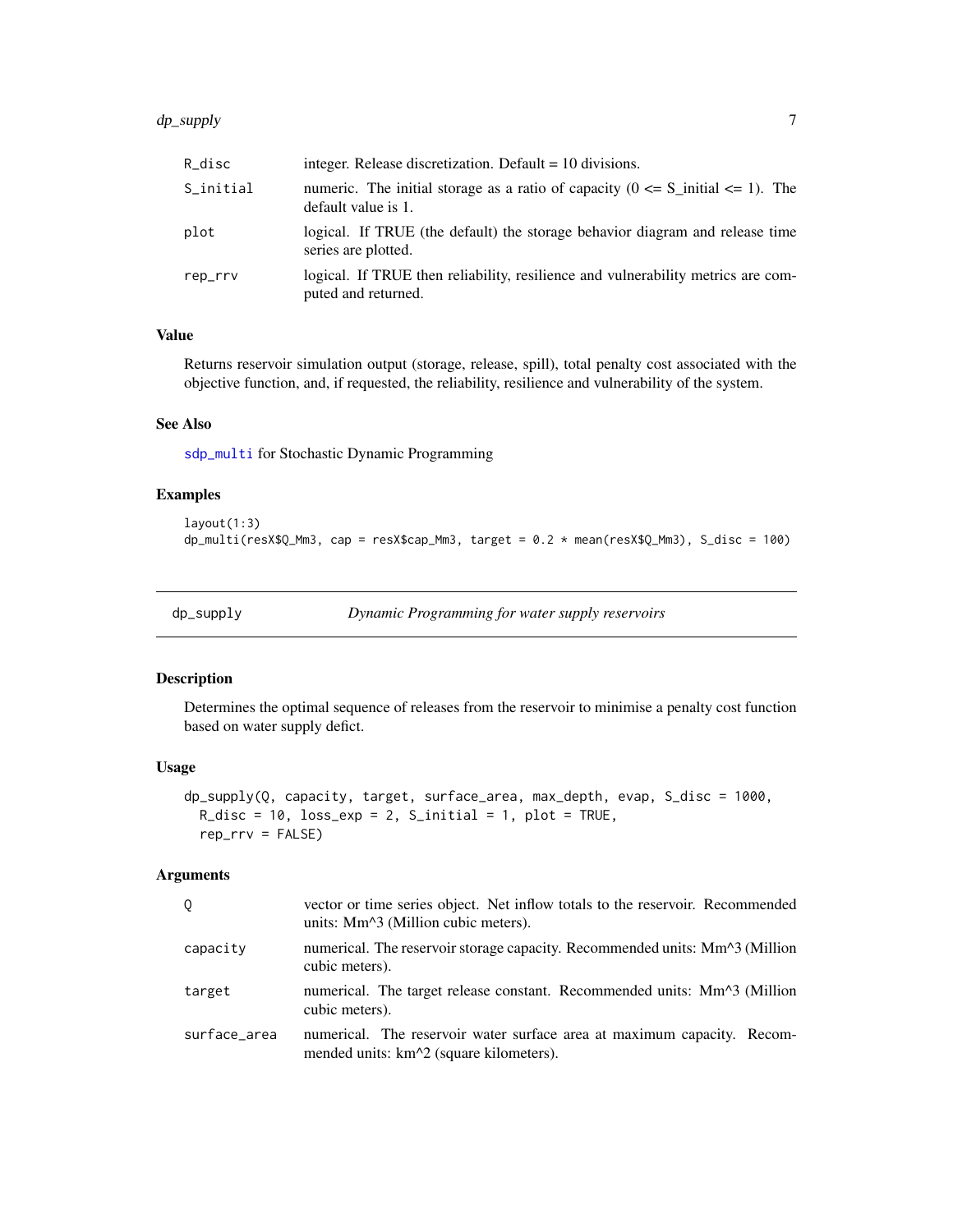| | |
|---|---|
| R_disc | integer. Release discretization. Default = 10 divisions. |
| S_initial | numeric. The initial storage as a ratio of capacity (0 <= S_initial <= 1). The default value is 1. |
| plot | logical. If TRUE (the default) the storage behavior diagram and release time series are plotted. |
| rep_rrv | logical. If TRUE then reliability, resilience and vulnerability metrics are computed and returned. |

### Value

Returns reservoir simulation output (storage, release, spill), total penalty cost associated with the objective function, and, if requested, the reliability, resilience and vulnerability of the system.

### See Also

sdp_multi for Stochastic Dynamic Programming

### Examples

```
layout(1:3)
dp_multi(resX$Q_Mm3, cap = resX$cap_Mm3, target = 0.2 * mean(resX$Q_Mm3), S_disc = 100)
```

---

## dp_supply — *Dynamic Programming for water supply reservoirs*

### Description

Determines the optimal sequence of releases from the reservoir to minimise a penalty cost function based on water supply defict.

### Usage

```
dp_supply(Q, capacity, target, surface_area, max_depth, evap, S_disc = 1000,
  R_disc = 10, loss_exp = 2, S_initial = 1, plot = TRUE,
  rep_rrv = FALSE)
```

### Arguments

| | |
|---|---|
| Q | vector or time series object. Net inflow totals to the reservoir. Recommended units: Mm^3 (Million cubic meters). |
| capacity | numerical. The reservoir storage capacity. Recommended units: Mm^3 (Million cubic meters). |
| target | numerical. The target release constant. Recommended units: Mm^3 (Million cubic meters). |
| surface_area | numerical. The reservoir water surface area at maximum capacity. Recommended units: km^2 (square kilometers). |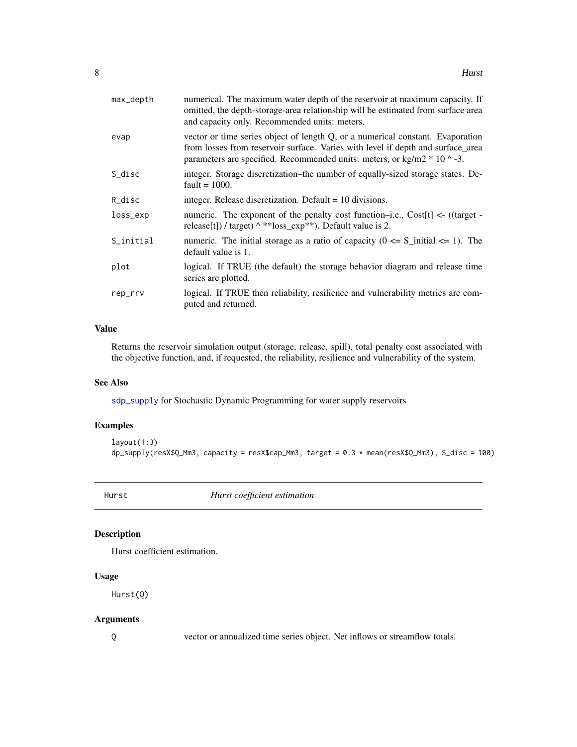| | |
|---|---|
| max_depth | numerical. The maximum water depth of the reservoir at maximum capacity. If omitted, the depth-storage-area relationship will be estimated from surface area and capacity only. Recommended units: meters. |
| evap | vector or time series object of length Q, or a numerical constant. Evaporation from losses from reservoir surface. Varies with level if depth and surface_area parameters are specified. Recommended units: meters, or kg/m2 * 10 ^ -3. |
| S_disc | integer. Storage discretization–the number of equally-sized storage states. Default = 1000. |
| R_disc | integer. Release discretization. Default = 10 divisions. |
| loss_exp | numeric. The exponent of the penalty cost function–i.e., Cost[t] <- ((target - release[t]) / target) ^ **loss_exp**). Default value is 2. |
| S_initial | numeric. The initial storage as a ratio of capacity (0 <= S_initial <= 1). The default value is 1. |
| plot | logical. If TRUE (the default) the storage behavior diagram and release time series are plotted. |
| rep_rrv | logical. If TRUE then reliability, resilience and vulnerability metrics are computed and returned. |

### Value

Returns the reservoir simulation output (storage, release, spill), total penalty cost associated with the objective function, and, if requested, the reliability, resilience and vulnerability of the system.

### See Also

sdp_supply for Stochastic Dynamic Programming for water supply reservoirs

### Examples

```
layout(1:3)
dp_supply(resX$Q_Mm3, capacity = resX$cap_Mm3, target = 0.3 * mean(resX$Q_Mm3), S_disc = 100)
```

---

## Hurst — *Hurst coefficient estimation*

### Description

Hurst coefficient estimation.

### Usage

```
Hurst(Q)
```

### Arguments

| | |
|---|---|
| Q | vector or annualized time series object. Net inflows or streamflow totals. |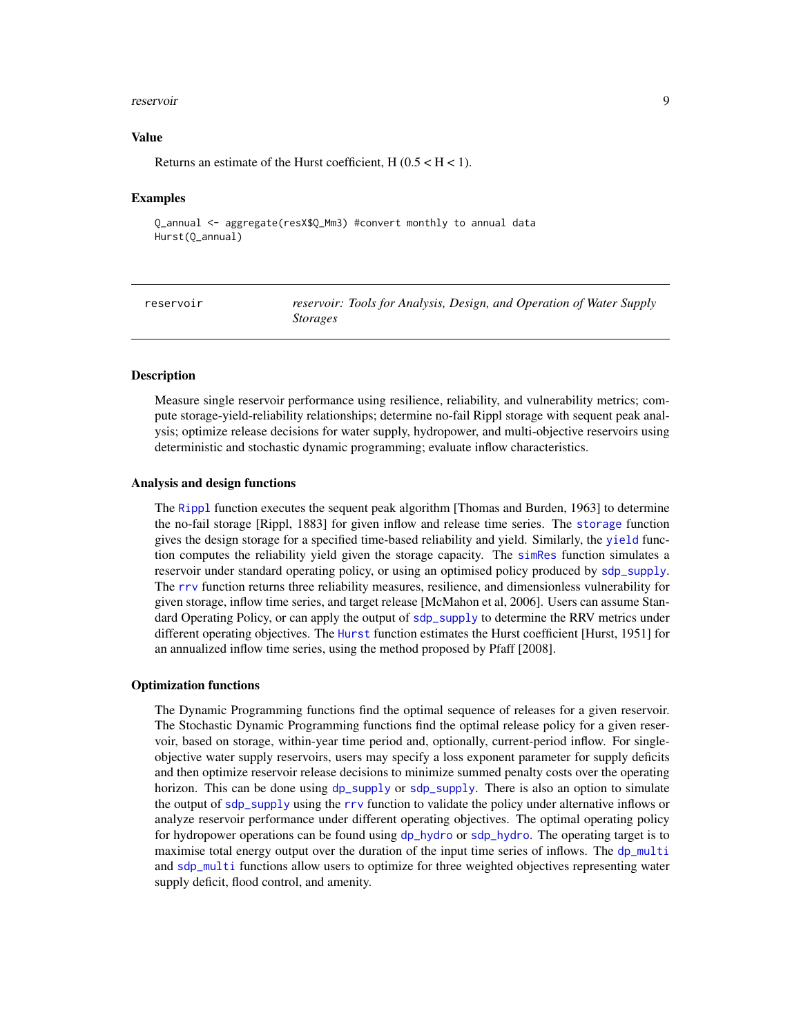### Value

Returns an estimate of the Hurst coefficient, H ($0.5 < H < 1$).

### Examples

```
Q_annual <- aggregate(resX$Q_Mm3) #convert monthly to annual data
Hurst(Q_annual)
```

---

## reservoir — *reservoir: Tools for Analysis, Design, and Operation of Water Supply Storages*

---

### Description

Measure single reservoir performance using resilience, reliability, and vulnerability metrics; compute storage-yield-reliability relationships; determine no-fail Rippl storage with sequent peak analysis; optimize release decisions for water supply, hydropower, and multi-objective reservoirs using deterministic and stochastic dynamic programming; evaluate inflow characteristics.

### Analysis and design functions

The Rippl function executes the sequent peak algorithm [Thomas and Burden, 1963] to determine the no-fail storage [Rippl, 1883] for given inflow and release time series. The storage function gives the design storage for a specified time-based reliability and yield. Similarly, the yield function computes the reliability yield given the storage capacity. The simRes function simulates a reservoir under standard operating policy, or using an optimised policy produced by sdp_supply. The rrv function returns three reliability measures, resilience, and dimensionless vulnerability for given storage, inflow time series, and target release [McMahon et al, 2006]. Users can assume Standard Operating Policy, or can apply the output of sdp_supply to determine the RRV metrics under different operating objectives. The Hurst function estimates the Hurst coefficient [Hurst, 1951] for an annualized inflow time series, using the method proposed by Pfaff [2008].

### Optimization functions

The Dynamic Programming functions find the optimal sequence of releases for a given reservoir. The Stochastic Dynamic Programming functions find the optimal release policy for a given reservoir, based on storage, within-year time period and, optionally, current-period inflow. For single-objective water supply reservoirs, users may specify a loss exponent parameter for supply deficits and then optimize reservoir release decisions to minimize summed penalty costs over the operating horizon. This can be done using dp_supply or sdp_supply. There is also an option to simulate the output of sdp_supply using the rrv function to validate the policy under alternative inflows or analyze reservoir performance under different operating objectives. The optimal operating policy for hydropower operations can be found using dp_hydro or sdp_hydro. The operating target is to maximise total energy output over the duration of the input time series of inflows. The dp_multi and sdp_multi functions allow users to optimize for three weighted objectives representing water supply deficit, flood control, and amenity.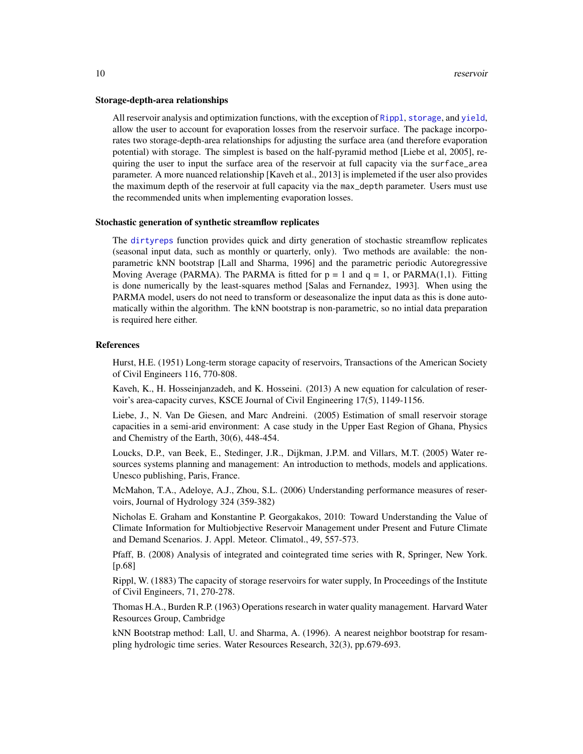### Storage-depth-area relationships

All reservoir analysis and optimization functions, with the exception of Rippl, storage, and yield, allow the user to account for evaporation losses from the reservoir surface. The package incorporates two storage-depth-area relationships for adjusting the surface area (and therefore evaporation potential) with storage. The simplest is based on the half-pyramid method [Liebe et al, 2005], requiring the user to input the surface area of the reservoir at full capacity via the `surface_area` parameter. A more nuanced relationship [Kaveh et al., 2013] is implemeted if the user also provides the maximum depth of the reservoir at full capacity via the `max_depth` parameter. Users must use the recommended units when implementing evaporation losses.

### Stochastic generation of synthetic streamflow replicates

The dirtyreps function provides quick and dirty generation of stochastic streamflow replicates (seasonal input data, such as monthly or quarterly, only). Two methods are available: the nonparametric kNN bootstrap [Lall and Sharma, 1996] and the parametric periodic Autoregressive Moving Average (PARMA). The PARMA is fitted for p = 1 and q = 1, or PARMA(1,1). Fitting is done numerically by the least-squares method [Salas and Fernandez, 1993]. When using the PARMA model, users do not need to transform or deseasonalize the input data as this is done automatically within the algorithm. The kNN bootstrap is non-parametric, so no intial data preparation is required here either.

### References

Hurst, H.E. (1951) Long-term storage capacity of reservoirs, Transactions of the American Society of Civil Engineers 116, 770-808.

Kaveh, K., H. Hosseinjanzadeh, and K. Hosseini. (2013) A new equation for calculation of reservoir's area-capacity curves, KSCE Journal of Civil Engineering 17(5), 1149-1156.

Liebe, J., N. Van De Giesen, and Marc Andreini. (2005) Estimation of small reservoir storage capacities in a semi-arid environment: A case study in the Upper East Region of Ghana, Physics and Chemistry of the Earth, 30(6), 448-454.

Loucks, D.P., van Beek, E., Stedinger, J.R., Dijkman, J.P.M. and Villars, M.T. (2005) Water resources systems planning and management: An introduction to methods, models and applications. Unesco publishing, Paris, France.

McMahon, T.A., Adeloye, A.J., Zhou, S.L. (2006) Understanding performance measures of reservoirs, Journal of Hydrology 324 (359-382)

Nicholas E. Graham and Konstantine P. Georgakakos, 2010: Toward Understanding the Value of Climate Information for Multiobjective Reservoir Management under Present and Future Climate and Demand Scenarios. J. Appl. Meteor. Climatol., 49, 557-573.

Pfaff, B. (2008) Analysis of integrated and cointegrated time series with R, Springer, New York. [p.68]

Rippl, W. (1883) The capacity of storage reservoirs for water supply, In Proceedings of the Institute of Civil Engineers, 71, 270-278.

Thomas H.A., Burden R.P. (1963) Operations research in water quality management. Harvard Water Resources Group, Cambridge

kNN Bootstrap method: Lall, U. and Sharma, A. (1996). A nearest neighbor bootstrap for resampling hydrologic time series. Water Resources Research, 32(3), pp.679-693.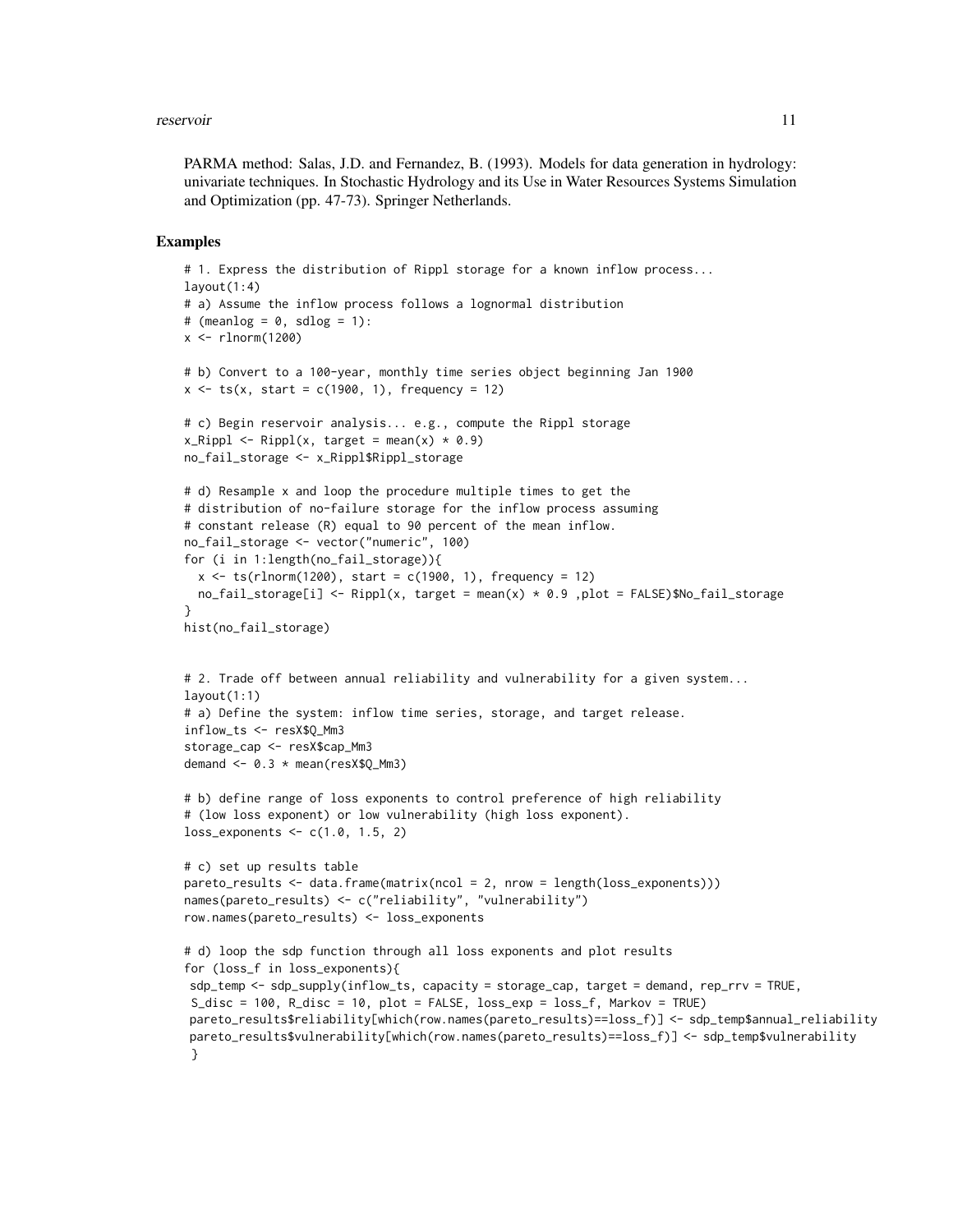PARMA method: Salas, J.D. and Fernandez, B. (1993). Models for data generation in hydrology: univariate techniques. In Stochastic Hydrology and its Use in Water Resources Systems Simulation and Optimization (pp. 47-73). Springer Netherlands.

## Examples

```
# 1. Express the distribution of Rippl storage for a known inflow process...
layout(1:4)
# a) Assume the inflow process follows a lognormal distribution
# (meanlog = 0, sdlog = 1):
x <- rlnorm(1200)

# b) Convert to a 100-year, monthly time series object beginning Jan 1900
x <- ts(x, start = c(1900, 1), frequency = 12)

# c) Begin reservoir analysis... e.g., compute the Rippl storage
x_Rippl <- Rippl(x, target = mean(x) * 0.9)
no_fail_storage <- x_Rippl$Rippl_storage

# d) Resample x and loop the procedure multiple times to get the
# distribution of no-failure storage for the inflow process assuming
# constant release (R) equal to 90 percent of the mean inflow.
no_fail_storage <- vector("numeric", 100)
for (i in 1:length(no_fail_storage)){
  x <- ts(rlnorm(1200), start = c(1900, 1), frequency = 12)
  no_fail_storage[i] <- Rippl(x, target = mean(x) * 0.9 ,plot = FALSE)$No_fail_storage
}
hist(no_fail_storage)


# 2. Trade off between annual reliability and vulnerability for a given system...
layout(1:1)
# a) Define the system: inflow time series, storage, and target release.
inflow_ts <- resX$Q_Mm3
storage_cap <- resX$cap_Mm3
demand <- 0.3 * mean(resX$Q_Mm3)

# b) define range of loss exponents to control preference of high reliability
# (low loss exponent) or low vulnerability (high loss exponent).
loss_exponents <- c(1.0, 1.5, 2)

# c) set up results table
pareto_results <- data.frame(matrix(ncol = 2, nrow = length(loss_exponents)))
names(pareto_results) <- c("reliability", "vulnerability")
row.names(pareto_results) <- loss_exponents

# d) loop the sdp function through all loss exponents and plot results
for (loss_f in loss_exponents){
 sdp_temp <- sdp_supply(inflow_ts, capacity = storage_cap, target = demand, rep_rrv = TRUE,
 S_disc = 100, R_disc = 10, plot = FALSE, loss_exp = loss_f, Markov = TRUE)
 pareto_results$reliability[which(row.names(pareto_results)==loss_f)] <- sdp_temp$annual_reliability
 pareto_results$vulnerability[which(row.names(pareto_results)==loss_f)] <- sdp_temp$vulnerability
 }
```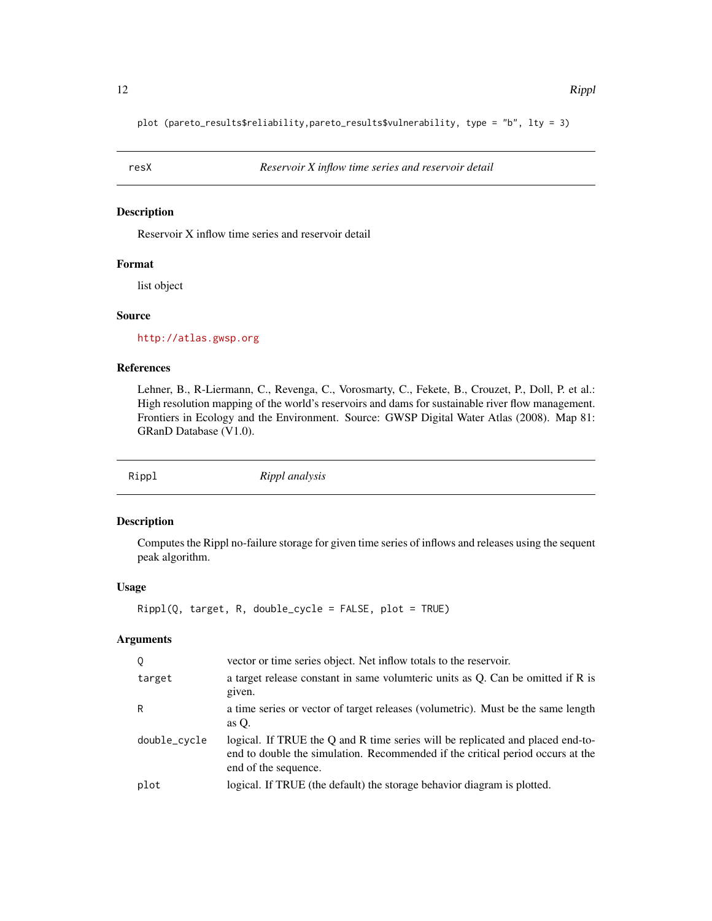```
plot (pareto_results$reliability,pareto_results$vulnerability, type = "b", lty = 3)
```

## resX — *Reservoir X inflow time series and reservoir detail*

### Description

Reservoir X inflow time series and reservoir detail

### Format

list object

### Source

http://atlas.gwsp.org

### References

Lehner, B., R-Liermann, C., Revenga, C., Vorosmarty, C., Fekete, B., Crouzet, P., Doll, P. et al.: High resolution mapping of the world's reservoirs and dams for sustainable river flow management. Frontiers in Ecology and the Environment. Source: GWSP Digital Water Atlas (2008). Map 81: GRanD Database (V1.0).

## Rippl — *Rippl analysis*

### Description

Computes the Rippl no-failure storage for given time series of inflows and releases using the sequent peak algorithm.

### Usage

```
Rippl(Q, target, R, double_cycle = FALSE, plot = TRUE)
```

### Arguments

| | |
|---|---|
| Q | vector or time series object. Net inflow totals to the reservoir. |
| target | a target release constant in same volumteric units as Q. Can be omitted if R is given. |
| R | a time series or vector of target releases (volumetric). Must be the same length as Q. |
| double_cycle | logical. If TRUE the Q and R time series will be replicated and placed end-to-end to double the simulation. Recommended if the critical period occurs at the end of the sequence. |
| plot | logical. If TRUE (the default) the storage behavior diagram is plotted. |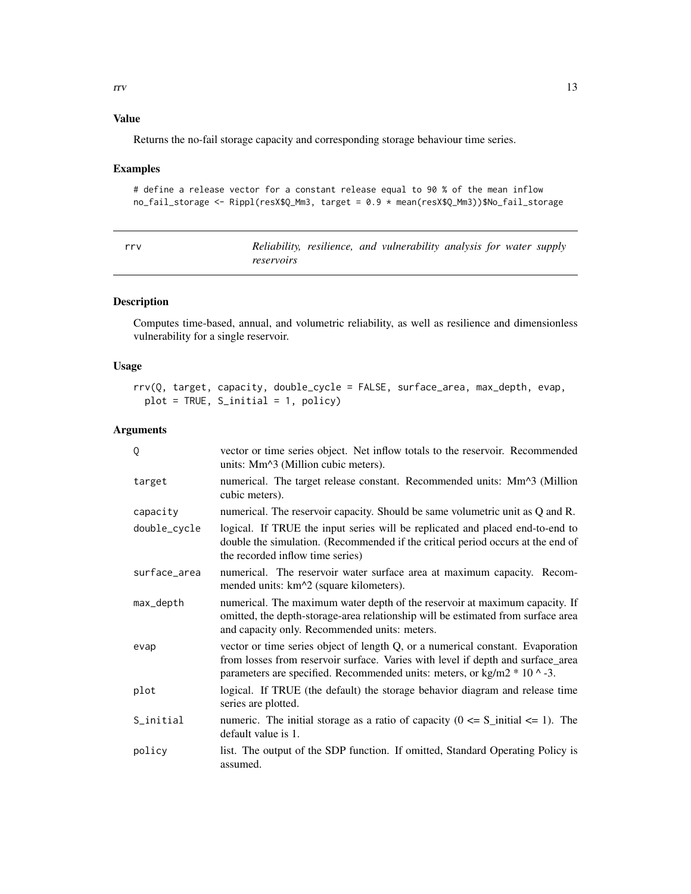## Value

Returns the no-fail storage capacity and corresponding storage behaviour time series.

## Examples

```
# define a release vector for a constant release equal to 90 % of the mean inflow
no_fail_storage <- Rippl(resX$Q_Mm3, target = 0.9 * mean(resX$Q_Mm3))$No_fail_storage
```

---

# rrv

*Reliability, resilience, and vulnerability analysis for water supply reservoirs*

---

## Description

Computes time-based, annual, and volumetric reliability, as well as resilience and dimensionless vulnerability for a single reservoir.

## Usage

```
rrv(Q, target, capacity, double_cycle = FALSE, surface_area, max_depth, evap,
  plot = TRUE, S_initial = 1, policy)
```

## Arguments

| | |
|---|---|
| Q | vector or time series object. Net inflow totals to the reservoir. Recommended units: Mm^3 (Million cubic meters). |
| target | numerical. The target release constant. Recommended units: Mm^3 (Million cubic meters). |
| capacity | numerical. The reservoir capacity. Should be same volumetric unit as Q and R. |
| double_cycle | logical. If TRUE the input series will be replicated and placed end-to-end to double the simulation. (Recommended if the critical period occurs at the end of the recorded inflow time series) |
| surface_area | numerical. The reservoir water surface area at maximum capacity. Recommended units: km^2 (square kilometers). |
| max_depth | numerical. The maximum water depth of the reservoir at maximum capacity. If omitted, the depth-storage-area relationship will be estimated from surface area and capacity only. Recommended units: meters. |
| evap | vector or time series object of length Q, or a numerical constant. Evaporation from losses from reservoir surface. Varies with level if depth and surface_area parameters are specified. Recommended units: meters, or kg/m2 * 10 ^ -3. |
| plot | logical. If TRUE (the default) the storage behavior diagram and release time series are plotted. |
| S_initial | numeric. The initial storage as a ratio of capacity (0 <= S_initial <= 1). The default value is 1. |
| policy | list. The output of the SDP function. If omitted, Standard Operating Policy is assumed. |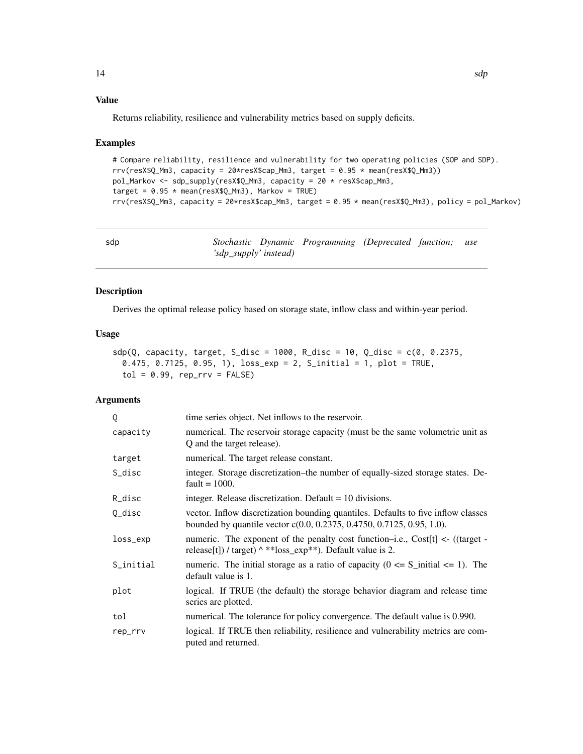## Value

Returns reliability, resilience and vulnerability metrics based on supply deficits.

## Examples

```
# Compare reliability, resilience and vulnerability for two operating policies (SOP and SDP).
rrv(resX$Q_Mm3, capacity = 20*resX$cap_Mm3, target = 0.95 * mean(resX$Q_Mm3))
pol_Markov <- sdp_supply(resX$Q_Mm3, capacity = 20 * resX$cap_Mm3,
target = 0.95 * mean(resX$Q_Mm3), Markov = TRUE)
rrv(resX$Q_Mm3, capacity = 20*resX$cap_Mm3, target = 0.95 * mean(resX$Q_Mm3), policy = pol_Markov)
```

---

# sdp — *Stochastic Dynamic Programming (Deprecated function; use 'sdp_supply' instead)*

## Description

Derives the optimal release policy based on storage state, inflow class and within-year period.

## Usage

```
sdp(Q, capacity, target, S_disc = 1000, R_disc = 10, Q_disc = c(0, 0.2375,
  0.475, 0.7125, 0.95, 1), loss_exp = 2, S_initial = 1, plot = TRUE,
  tol = 0.99, rep_rrv = FALSE)
```

## Arguments

| | |
|---|---|
| Q | time series object. Net inflows to the reservoir. |
| capacity | numerical. The reservoir storage capacity (must be the same volumetric unit as Q and the target release). |
| target | numerical. The target release constant. |
| S_disc | integer. Storage discretization–the number of equally-sized storage states. Default = 1000. |
| R_disc | integer. Release discretization. Default = 10 divisions. |
| Q_disc | vector. Inflow discretization bounding quantiles. Defaults to five inflow classes bounded by quantile vector c(0.0, 0.2375, 0.4750, 0.7125, 0.95, 1.0). |
| loss_exp | numeric. The exponent of the penalty cost function–i.e., Cost[t] <- ((target - release[t]) / target) ^ **loss_exp**). Default value is 2. |
| S_initial | numeric. The initial storage as a ratio of capacity (0 <= S_initial <= 1). The default value is 1. |
| plot | logical. If TRUE (the default) the storage behavior diagram and release time series are plotted. |
| tol | numerical. The tolerance for policy convergence. The default value is 0.990. |
| rep_rrv | logical. If TRUE then reliability, resilience and vulnerability metrics are computed and returned. |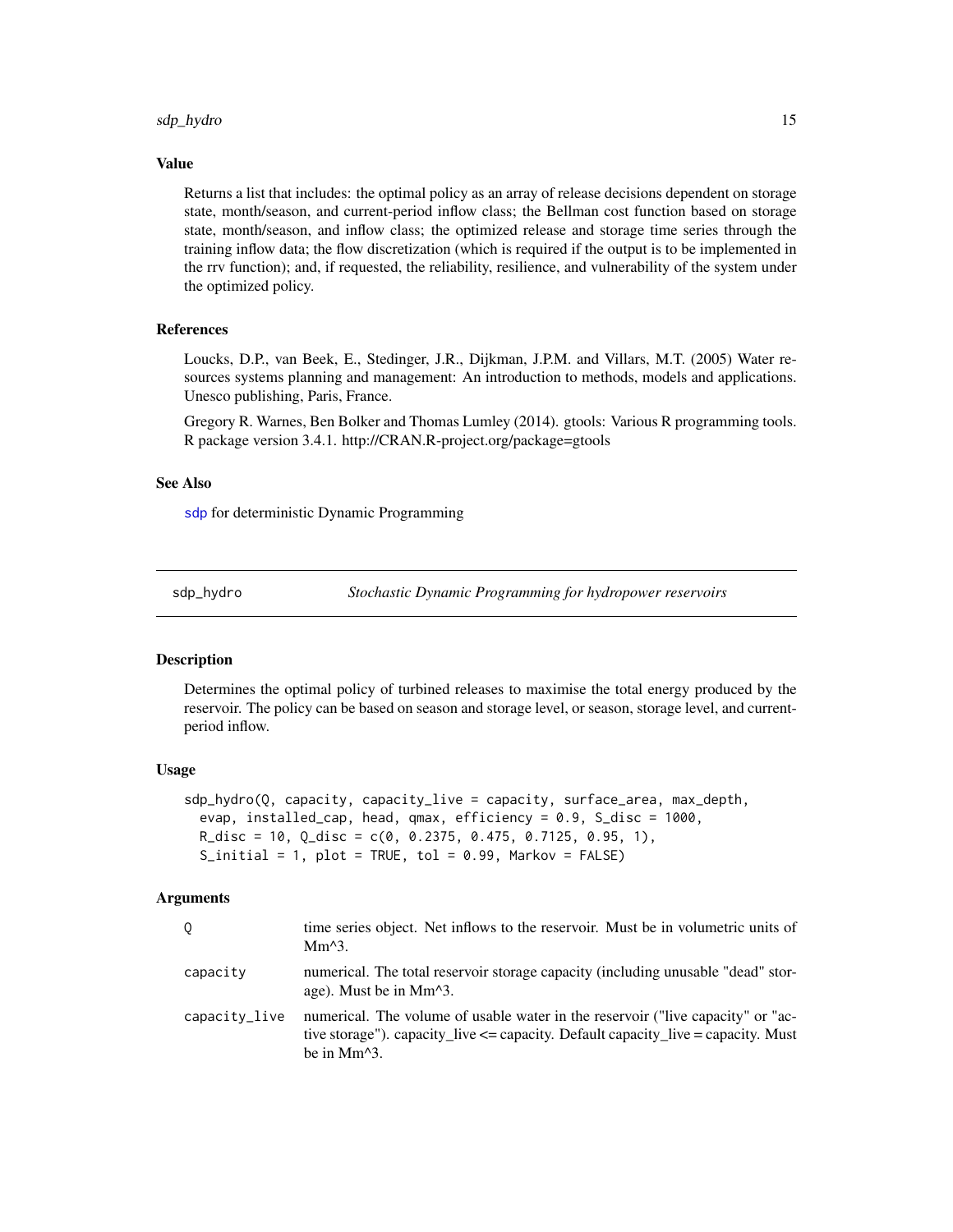### Value

Returns a list that includes: the optimal policy as an array of release decisions dependent on storage state, month/season, and current-period inflow class; the Bellman cost function based on storage state, month/season, and inflow class; the optimized release and storage time series through the training inflow data; the flow discretization (which is required if the output is to be implemented in the rrv function); and, if requested, the reliability, resilience, and vulnerability of the system under the optimized policy.

### References

Loucks, D.P., van Beek, E., Stedinger, J.R., Dijkman, J.P.M. and Villars, M.T. (2005) Water resources systems planning and management: An introduction to methods, models and applications. Unesco publishing, Paris, France.

Gregory R. Warnes, Ben Bolker and Thomas Lumley (2014). gtools: Various R programming tools. R package version 3.4.1. http://CRAN.R-project.org/package=gtools

### See Also

sdp for deterministic Dynamic Programming

---

## sdp_hydro — *Stochastic Dynamic Programming for hydropower reservoirs*

### Description

Determines the optimal policy of turbined releases to maximise the total energy produced by the reservoir. The policy can be based on season and storage level, or season, storage level, and current-period inflow.

### Usage

```
sdp_hydro(Q, capacity, capacity_live = capacity, surface_area, max_depth,
  evap, installed_cap, head, qmax, efficiency = 0.9, S_disc = 1000,
  R_disc = 10, Q_disc = c(0, 0.2375, 0.475, 0.7125, 0.95, 1),
  S_initial = 1, plot = TRUE, tol = 0.99, Markov = FALSE)
```

### Arguments

| | |
|---|---|
| Q | time series object. Net inflows to the reservoir. Must be in volumetric units of Mm^3. |
| capacity | numerical. The total reservoir storage capacity (including unusable "dead" storage). Must be in Mm^3. |
| capacity_live | numerical. The volume of usable water in the reservoir ("live capacity" or "active storage"). capacity_live <= capacity. Default capacity_live = capacity. Must be in Mm^3. |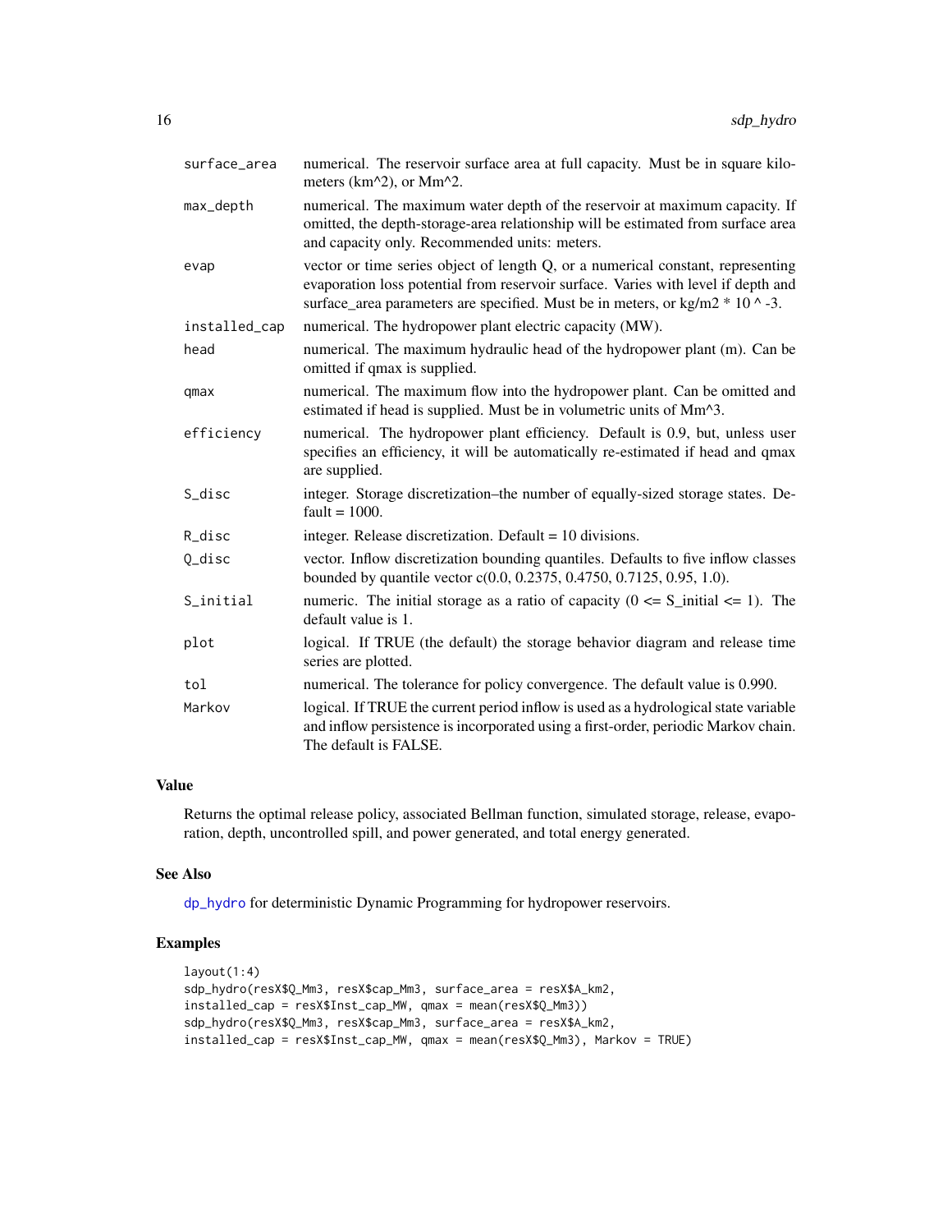| | |
|---|---|
| surface_area | numerical. The reservoir surface area at full capacity. Must be in square kilometers (km^2), or Mm^2. |
| max_depth | numerical. The maximum water depth of the reservoir at maximum capacity. If omitted, the depth-storage-area relationship will be estimated from surface area and capacity only. Recommended units: meters. |
| evap | vector or time series object of length Q, or a numerical constant, representing evaporation loss potential from reservoir surface. Varies with level if depth and surface_area parameters are specified. Must be in meters, or kg/m2 * 10 ^ -3. |
| installed_cap | numerical. The hydropower plant electric capacity (MW). |
| head | numerical. The maximum hydraulic head of the hydropower plant (m). Can be omitted if qmax is supplied. |
| qmax | numerical. The maximum flow into the hydropower plant. Can be omitted and estimated if head is supplied. Must be in volumetric units of Mm^3. |
| efficiency | numerical. The hydropower plant efficiency. Default is 0.9, but, unless user specifies an efficiency, it will be automatically re-estimated if head and qmax are supplied. |
| S_disc | integer. Storage discretization–the number of equally-sized storage states. Default = 1000. |
| R_disc | integer. Release discretization. Default = 10 divisions. |
| Q_disc | vector. Inflow discretization bounding quantiles. Defaults to five inflow classes bounded by quantile vector c(0.0, 0.2375, 0.4750, 0.7125, 0.95, 1.0). |
| S_initial | numeric. The initial storage as a ratio of capacity (0 <= S_initial <= 1). The default value is 1. |
| plot | logical. If TRUE (the default) the storage behavior diagram and release time series are plotted. |
| tol | numerical. The tolerance for policy convergence. The default value is 0.990. |
| Markov | logical. If TRUE the current period inflow is used as a hydrological state variable and inflow persistence is incorporated using a first-order, periodic Markov chain. The default is FALSE. |

## Value

Returns the optimal release policy, associated Bellman function, simulated storage, release, evaporation, depth, uncontrolled spill, and power generated, and total energy generated.

## See Also

dp_hydro for deterministic Dynamic Programming for hydropower reservoirs.

## Examples

```
layout(1:4)
sdp_hydro(resX$Q_Mm3, resX$cap_Mm3, surface_area = resX$A_km2,
installed_cap = resX$Inst_cap_MW, qmax = mean(resX$Q_Mm3))
sdp_hydro(resX$Q_Mm3, resX$cap_Mm3, surface_area = resX$A_km2,
installed_cap = resX$Inst_cap_MW, qmax = mean(resX$Q_Mm3), Markov = TRUE)
```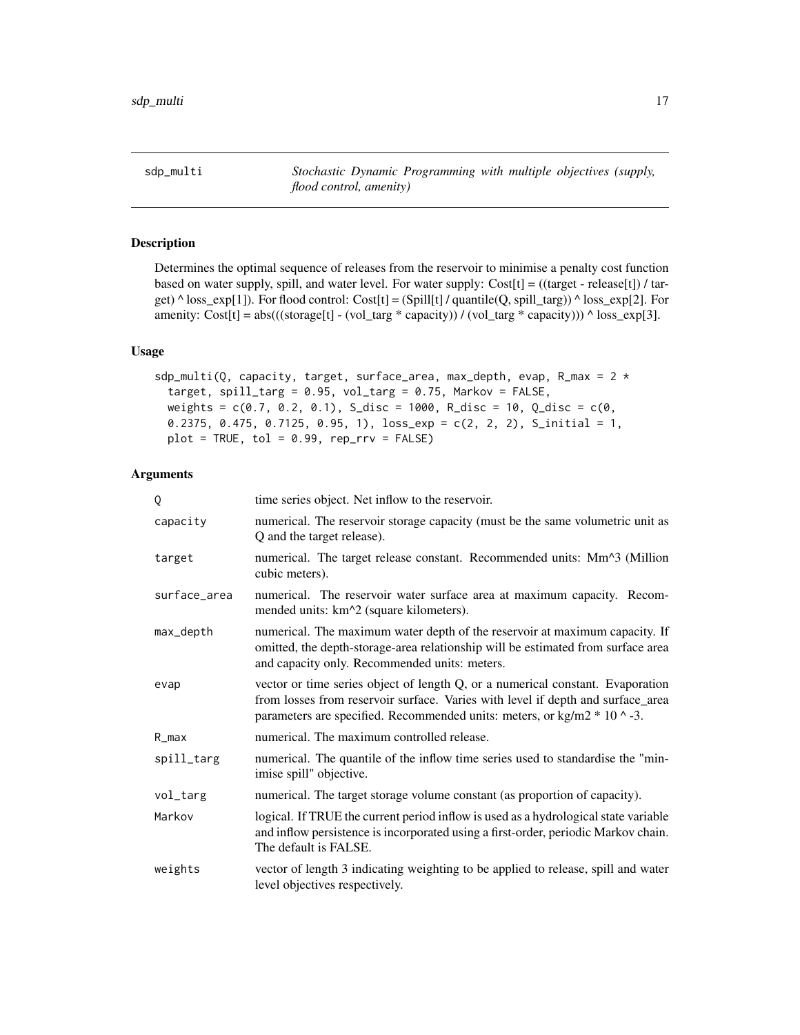## sdp_multi

*Stochastic Dynamic Programming with multiple objectives (supply, flood control, amenity)*

### Description

Determines the optimal sequence of releases from the reservoir to minimise a penalty cost function based on water supply, spill, and water level. For water supply: Cost[t] = ((target - release[t]) / target) ^ loss_exp[1]). For flood control: Cost[t] = (Spill[t] / quantile(Q, spill_targ)) ^ loss_exp[2]. For amenity: Cost[t] = abs(((storage[t] - (vol_targ * capacity)) / (vol_targ * capacity))) ^ loss_exp[3].

### Usage

```
sdp_multi(Q, capacity, target, surface_area, max_depth, evap, R_max = 2 *
  target, spill_targ = 0.95, vol_targ = 0.75, Markov = FALSE,
  weights = c(0.7, 0.2, 0.1), S_disc = 1000, R_disc = 10, Q_disc = c(0,
  0.2375, 0.475, 0.7125, 0.95, 1), loss_exp = c(2, 2, 2), S_initial = 1,
  plot = TRUE, tol = 0.99, rep_rrv = FALSE)
```

### Arguments

| | |
|---|---|
| Q | time series object. Net inflow to the reservoir. |
| capacity | numerical. The reservoir storage capacity (must be the same volumetric unit as Q and the target release). |
| target | numerical. The target release constant. Recommended units: Mm^3 (Million cubic meters). |
| surface_area | numerical. The reservoir water surface area at maximum capacity. Recommended units: km^2 (square kilometers). |
| max_depth | numerical. The maximum water depth of the reservoir at maximum capacity. If omitted, the depth-storage-area relationship will be estimated from surface area and capacity only. Recommended units: meters. |
| evap | vector or time series object of length Q, or a numerical constant. Evaporation from losses from reservoir surface. Varies with level if depth and surface_area parameters are specified. Recommended units: meters, or kg/m2 * 10 ^ -3. |
| R_max | numerical. The maximum controlled release. |
| spill_targ | numerical. The quantile of the inflow time series used to standardise the "minimise spill" objective. |
| vol_targ | numerical. The target storage volume constant (as proportion of capacity). |
| Markov | logical. If TRUE the current period inflow is used as a hydrological state variable and inflow persistence is incorporated using a first-order, periodic Markov chain. The default is FALSE. |
| weights | vector of length 3 indicating weighting to be applied to release, spill and water level objectives respectively. |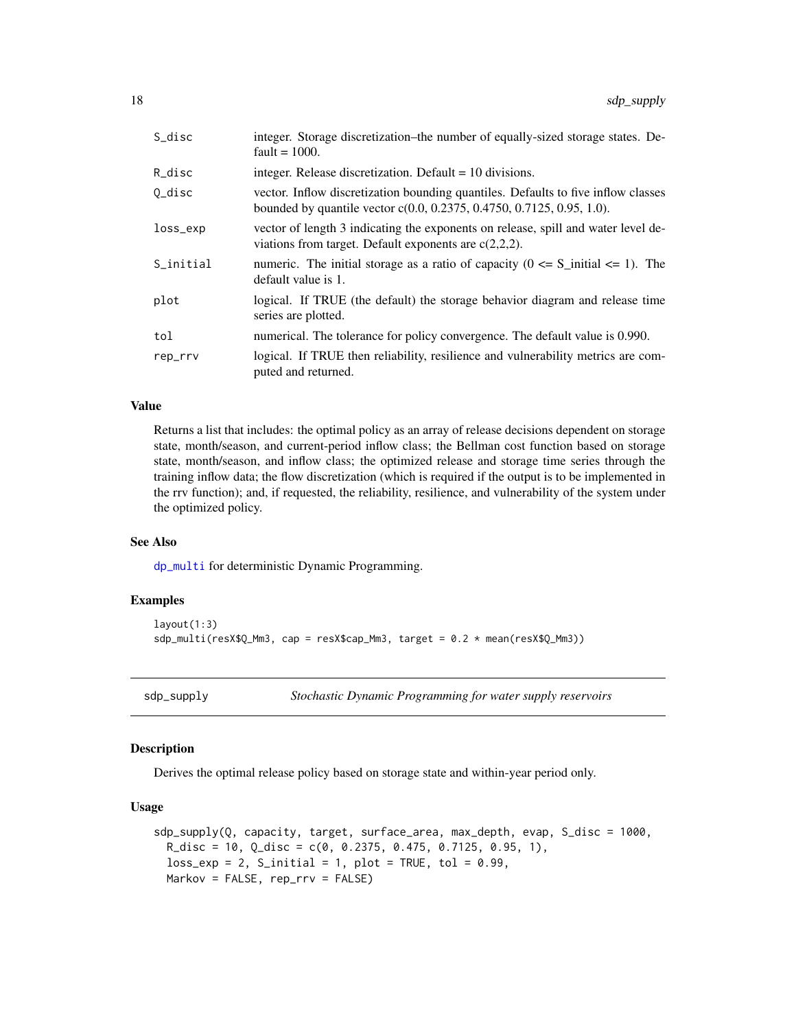| | |
|---|---|
| S_disc | integer. Storage discretization–the number of equally-sized storage states. Default = 1000. |
| R_disc | integer. Release discretization. Default = 10 divisions. |
| Q_disc | vector. Inflow discretization bounding quantiles. Defaults to five inflow classes bounded by quantile vector c(0.0, 0.2375, 0.4750, 0.7125, 0.95, 1.0). |
| loss_exp | vector of length 3 indicating the exponents on release, spill and water level deviations from target. Default exponents are c(2,2,2). |
| S_initial | numeric. The initial storage as a ratio of capacity (0 <= S_initial <= 1). The default value is 1. |
| plot | logical. If TRUE (the default) the storage behavior diagram and release time series are plotted. |
| tol | numerical. The tolerance for policy convergence. The default value is 0.990. |
| rep_rrv | logical. If TRUE then reliability, resilience and vulnerability metrics are computed and returned. |

### Value

Returns a list that includes: the optimal policy as an array of release decisions dependent on storage state, month/season, and current-period inflow class; the Bellman cost function based on storage state, month/season, and inflow class; the optimized release and storage time series through the training inflow data; the flow discretization (which is required if the output is to be implemented in the rrv function); and, if requested, the reliability, resilience, and vulnerability of the system under the optimized policy.

### See Also

dp_multi for deterministic Dynamic Programming.

### Examples

```
layout(1:3)
sdp_multi(resX$Q_Mm3, cap = resX$cap_Mm3, target = 0.2 * mean(resX$Q_Mm3))
```

---

## sdp_supply — *Stochastic Dynamic Programming for water supply reservoirs*

---

### Description

Derives the optimal release policy based on storage state and within-year period only.

### Usage

```
sdp_supply(Q, capacity, target, surface_area, max_depth, evap, S_disc = 1000,
  R_disc = 10, Q_disc = c(0, 0.2375, 0.475, 0.7125, 0.95, 1),
  loss_exp = 2, S_initial = 1, plot = TRUE, tol = 0.99,
  Markov = FALSE, rep_rrv = FALSE)
```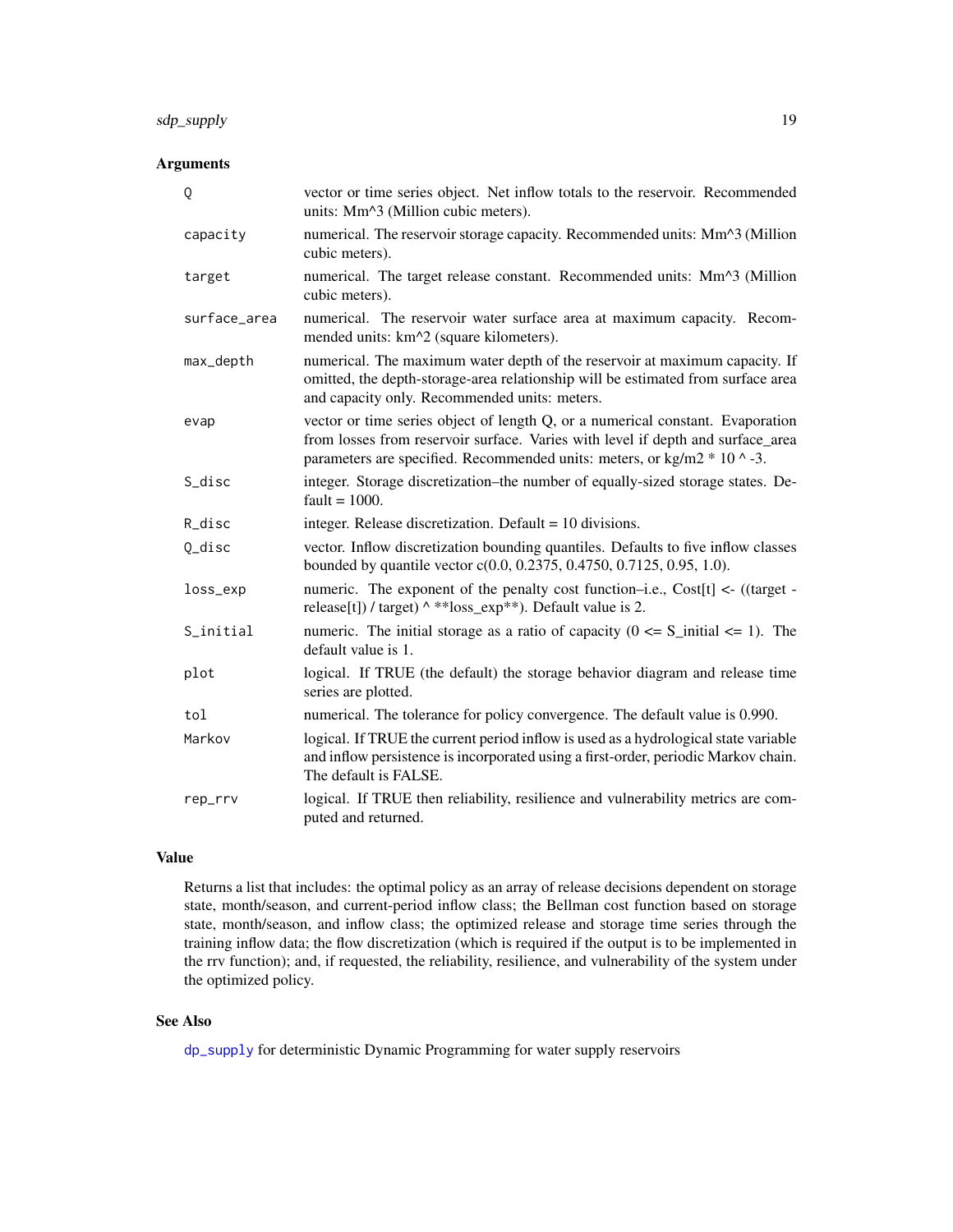## Arguments

| | |
|---|---|
| Q | vector or time series object. Net inflow totals to the reservoir. Recommended units: Mm^3 (Million cubic meters). |
| capacity | numerical. The reservoir storage capacity. Recommended units: Mm^3 (Million cubic meters). |
| target | numerical. The target release constant. Recommended units: Mm^3 (Million cubic meters). |
| surface_area | numerical. The reservoir water surface area at maximum capacity. Recommended units: km^2 (square kilometers). |
| max_depth | numerical. The maximum water depth of the reservoir at maximum capacity. If omitted, the depth-storage-area relationship will be estimated from surface area and capacity only. Recommended units: meters. |
| evap | vector or time series object of length Q, or a numerical constant. Evaporation from losses from reservoir surface. Varies with level if depth and surface_area parameters are specified. Recommended units: meters, or kg/m2 * 10 ^ -3. |
| S_disc | integer. Storage discretization–the number of equally-sized storage states. Default = 1000. |
| R_disc | integer. Release discretization. Default = 10 divisions. |
| Q_disc | vector. Inflow discretization bounding quantiles. Defaults to five inflow classes bounded by quantile vector c(0.0, 0.2375, 0.4750, 0.7125, 0.95, 1.0). |
| loss_exp | numeric. The exponent of the penalty cost function–i.e., Cost[t] <- ((target - release[t]) / target) ^ **loss_exp**). Default value is 2. |
| S_initial | numeric. The initial storage as a ratio of capacity (0 <= S_initial <= 1). The default value is 1. |
| plot | logical. If TRUE (the default) the storage behavior diagram and release time series are plotted. |
| tol | numerical. The tolerance for policy convergence. The default value is 0.990. |
| Markov | logical. If TRUE the current period inflow is used as a hydrological state variable and inflow persistence is incorporated using a first-order, periodic Markov chain. The default is FALSE. |
| rep_rrv | logical. If TRUE then reliability, resilience and vulnerability metrics are computed and returned. |

## Value

Returns a list that includes: the optimal policy as an array of release decisions dependent on storage state, month/season, and current-period inflow class; the Bellman cost function based on storage state, month/season, and inflow class; the optimized release and storage time series through the training inflow data; the flow discretization (which is required if the output is to be implemented in the rrv function); and, if requested, the reliability, resilience, and vulnerability of the system under the optimized policy.

## See Also

dp_supply for deterministic Dynamic Programming for water supply reservoirs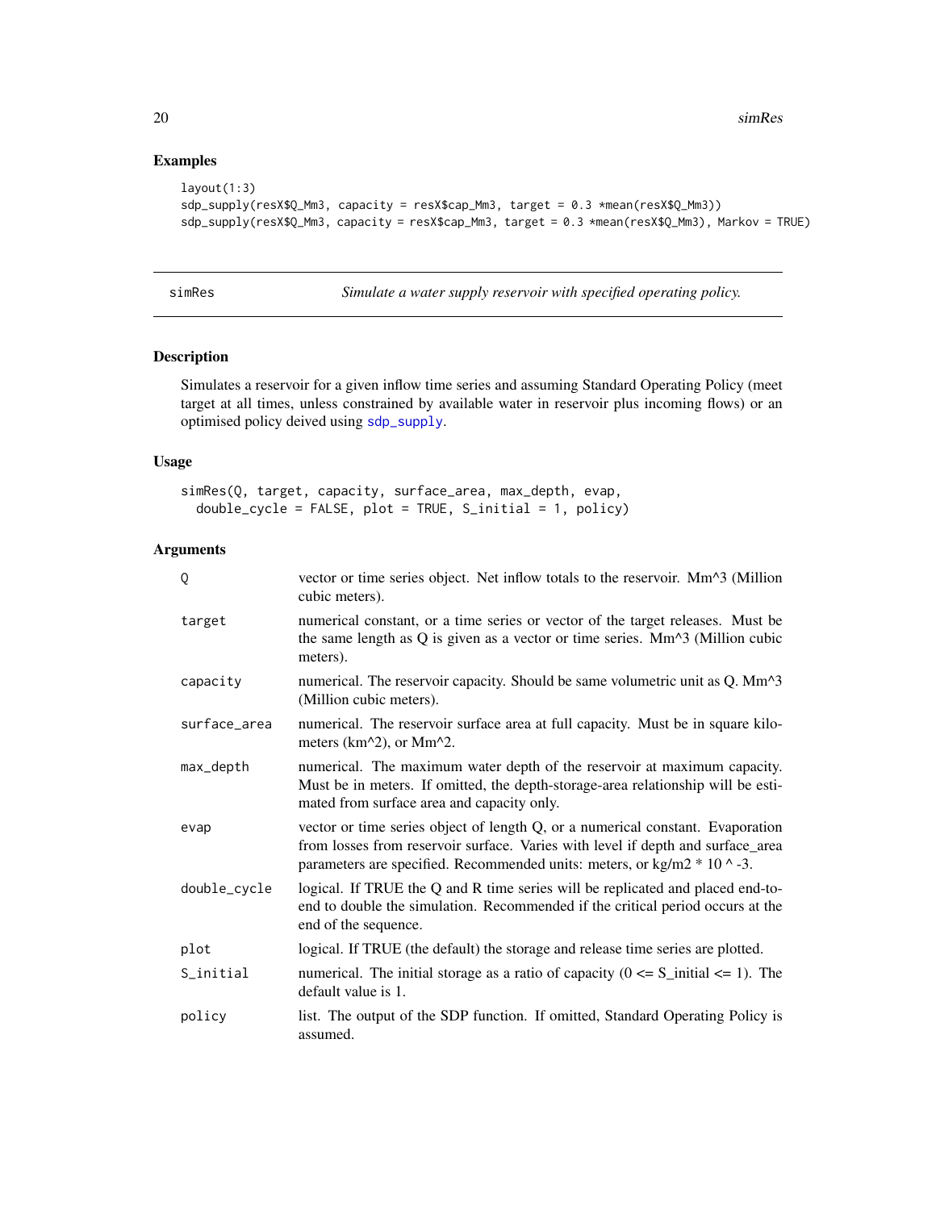## Examples

```
layout(1:3)
sdp_supply(resX$Q_Mm3, capacity = resX$cap_Mm3, target = 0.3 *mean(resX$Q_Mm3))
sdp_supply(resX$Q_Mm3, capacity = resX$cap_Mm3, target = 0.3 *mean(resX$Q_Mm3), Markov = TRUE)
```

---

# simRes — *Simulate a water supply reservoir with specified operating policy.*

## Description

Simulates a reservoir for a given inflow time series and assuming Standard Operating Policy (meet target at all times, unless constrained by available water in reservoir plus incoming flows) or an optimised policy deived using `sdp_supply`.

## Usage

```
simRes(Q, target, capacity, surface_area, max_depth, evap,
  double_cycle = FALSE, plot = TRUE, S_initial = 1, policy)
```

## Arguments

| Argument | Description |
|---|---|
| `Q` | vector or time series object. Net inflow totals to the reservoir. Mm^3 (Million cubic meters). |
| `target` | numerical constant, or a time series or vector of the target releases. Must be the same length as Q is given as a vector or time series. Mm^3 (Million cubic meters). |
| `capacity` | numerical. The reservoir capacity. Should be same volumetric unit as Q. Mm^3 (Million cubic meters). |
| `surface_area` | numerical. The reservoir surface area at full capacity. Must be in square kilometers (km^2), or Mm^2. |
| `max_depth` | numerical. The maximum water depth of the reservoir at maximum capacity. Must be in meters. If omitted, the depth-storage-area relationship will be estimated from surface area and capacity only. |
| `evap` | vector or time series object of length Q, or a numerical constant. Evaporation from losses from reservoir surface. Varies with level if depth and surface_area parameters are specified. Recommended units: meters, or kg/m2 * 10 ^ -3. |
| `double_cycle` | logical. If TRUE the Q and R time series will be replicated and placed end-to-end to double the simulation. Recommended if the critical period occurs at the end of the sequence. |
| `plot` | logical. If TRUE (the default) the storage and release time series are plotted. |
| `S_initial` | numerical. The initial storage as a ratio of capacity (0 <= S_initial <= 1). The default value is 1. |
| `policy` | list. The output of the SDP function. If omitted, Standard Operating Policy is assumed. |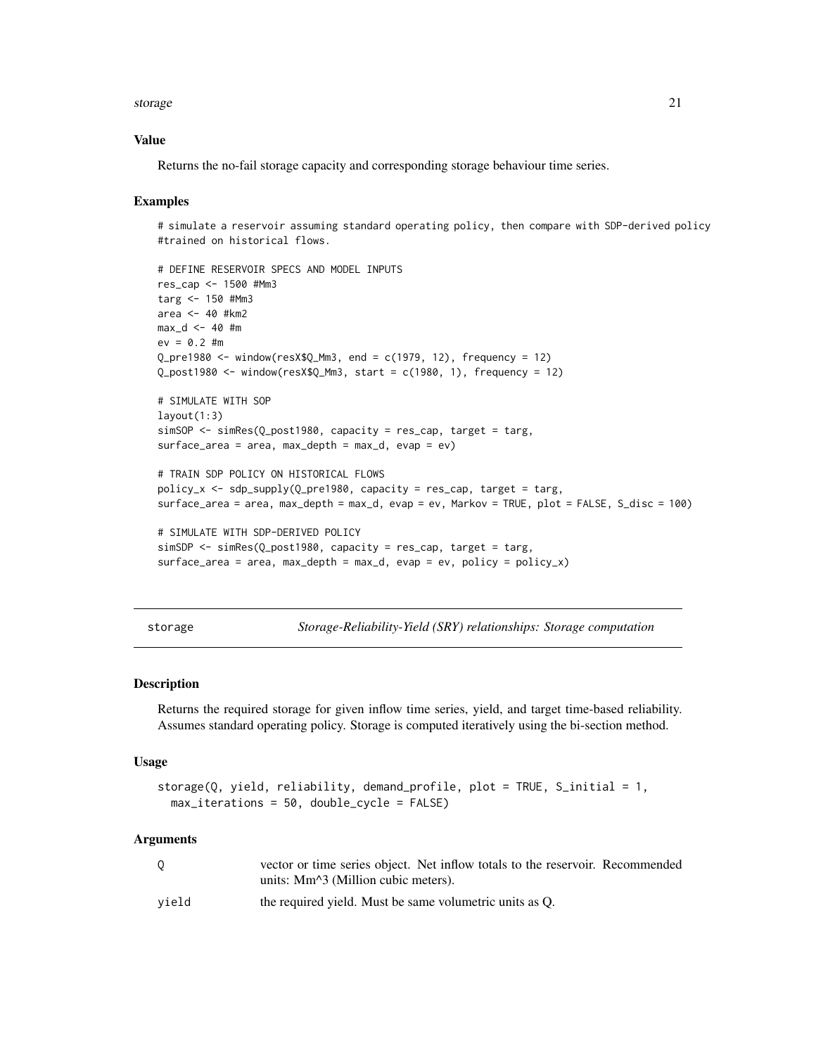### Value

Returns the no-fail storage capacity and corresponding storage behaviour time series.

### Examples

```
# simulate a reservoir assuming standard operating policy, then compare with SDP-derived policy
#trained on historical flows.

# DEFINE RESERVOIR SPECS AND MODEL INPUTS
res_cap <- 1500 #Mm3
targ <- 150 #Mm3
area <- 40 #km2
max_d <- 40 #m
ev = 0.2 #m
Q_pre1980 <- window(resX$Q_Mm3, end = c(1979, 12), frequency = 12)
Q_post1980 <- window(resX$Q_Mm3, start = c(1980, 1), frequency = 12)

# SIMULATE WITH SOP
layout(1:3)
simSOP <- simRes(Q_post1980, capacity = res_cap, target = targ,
surface_area = area, max_depth = max_d, evap = ev)

# TRAIN SDP POLICY ON HISTORICAL FLOWS
policy_x <- sdp_supply(Q_pre1980, capacity = res_cap, target = targ,
surface_area = area, max_depth = max_d, evap = ev, Markov = TRUE, plot = FALSE, S_disc = 100)

# SIMULATE WITH SDP-DERIVED POLICY
simSDP <- simRes(Q_post1980, capacity = res_cap, target = targ,
surface_area = area, max_depth = max_d, evap = ev, policy = policy_x)
```

---

## storage — *Storage-Reliability-Yield (SRY) relationships: Storage computation*

### Description

Returns the required storage for given inflow time series, yield, and target time-based reliability. Assumes standard operating policy. Storage is computed iteratively using the bi-section method.

### Usage

```
storage(Q, yield, reliability, demand_profile, plot = TRUE, S_initial = 1,
  max_iterations = 50, double_cycle = FALSE)
```

### Arguments

| | |
|---|---|
| Q | vector or time series object. Net inflow totals to the reservoir. Recommended units: Mm^3 (Million cubic meters). |
| yield | the required yield. Must be same volumetric units as Q. |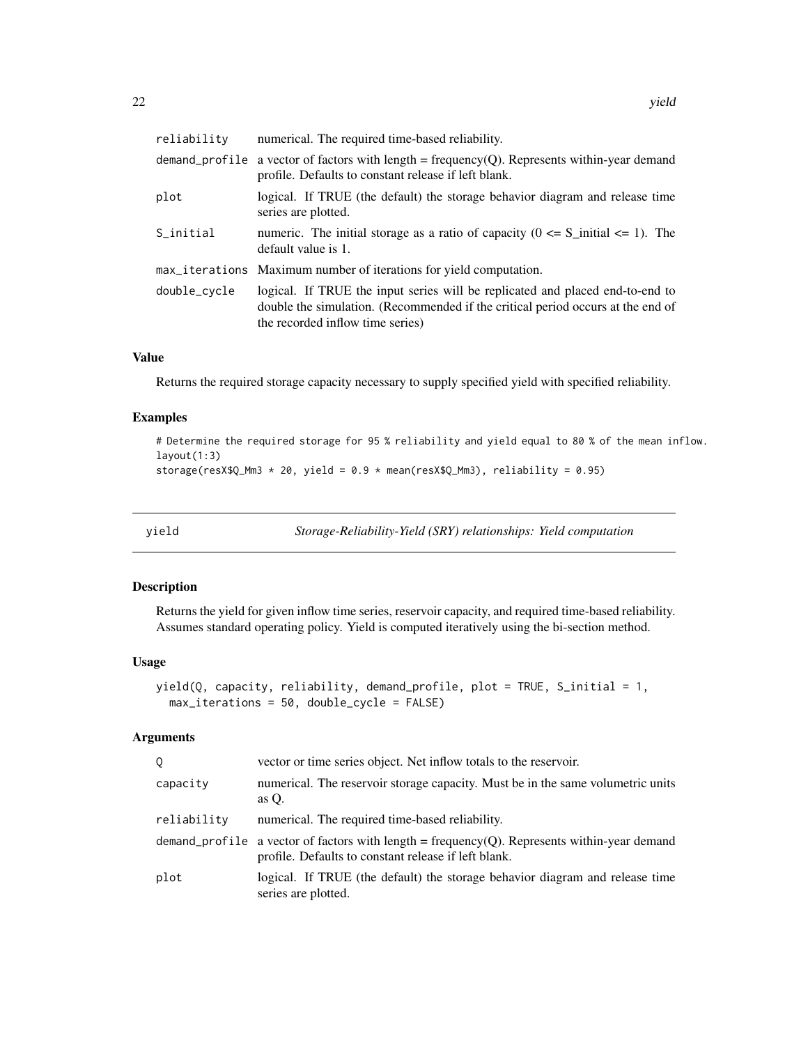| | |
|---|---|
| reliability | numerical. The required time-based reliability. |
| demand_profile | a vector of factors with length = frequency(Q). Represents within-year demand profile. Defaults to constant release if left blank. |
| plot | logical. If TRUE (the default) the storage behavior diagram and release time series are plotted. |
| S_initial | numeric. The initial storage as a ratio of capacity ($0 <= S\_initial <= 1$). The default value is 1. |
| max_iterations | Maximum number of iterations for yield computation. |
| double_cycle | logical. If TRUE the input series will be replicated and placed end-to-end to double the simulation. (Recommended if the critical period occurs at the end of the recorded inflow time series) |

### Value

Returns the required storage capacity necessary to supply specified yield with specified reliability.

### Examples

```
# Determine the required storage for 95 % reliability and yield equal to 80 % of the mean inflow.
layout(1:3)
storage(resX$Q_Mm3 * 20, yield = 0.9 * mean(resX$Q_Mm3), reliability = 0.95)
```

## yield — *Storage-Reliability-Yield (SRY) relationships: Yield computation*

### Description

Returns the yield for given inflow time series, reservoir capacity, and required time-based reliability. Assumes standard operating policy. Yield is computed iteratively using the bi-section method.

### Usage

```
yield(Q, capacity, reliability, demand_profile, plot = TRUE, S_initial = 1,
  max_iterations = 50, double_cycle = FALSE)
```

### Arguments

| | |
|---|---|
| Q | vector or time series object. Net inflow totals to the reservoir. |
| capacity | numerical. The reservoir storage capacity. Must be in the same volumetric units as Q. |
| reliability | numerical. The required time-based reliability. |
| demand_profile | a vector of factors with length = frequency(Q). Represents within-year demand profile. Defaults to constant release if left blank. |
| plot | logical. If TRUE (the default) the storage behavior diagram and release time series are plotted. |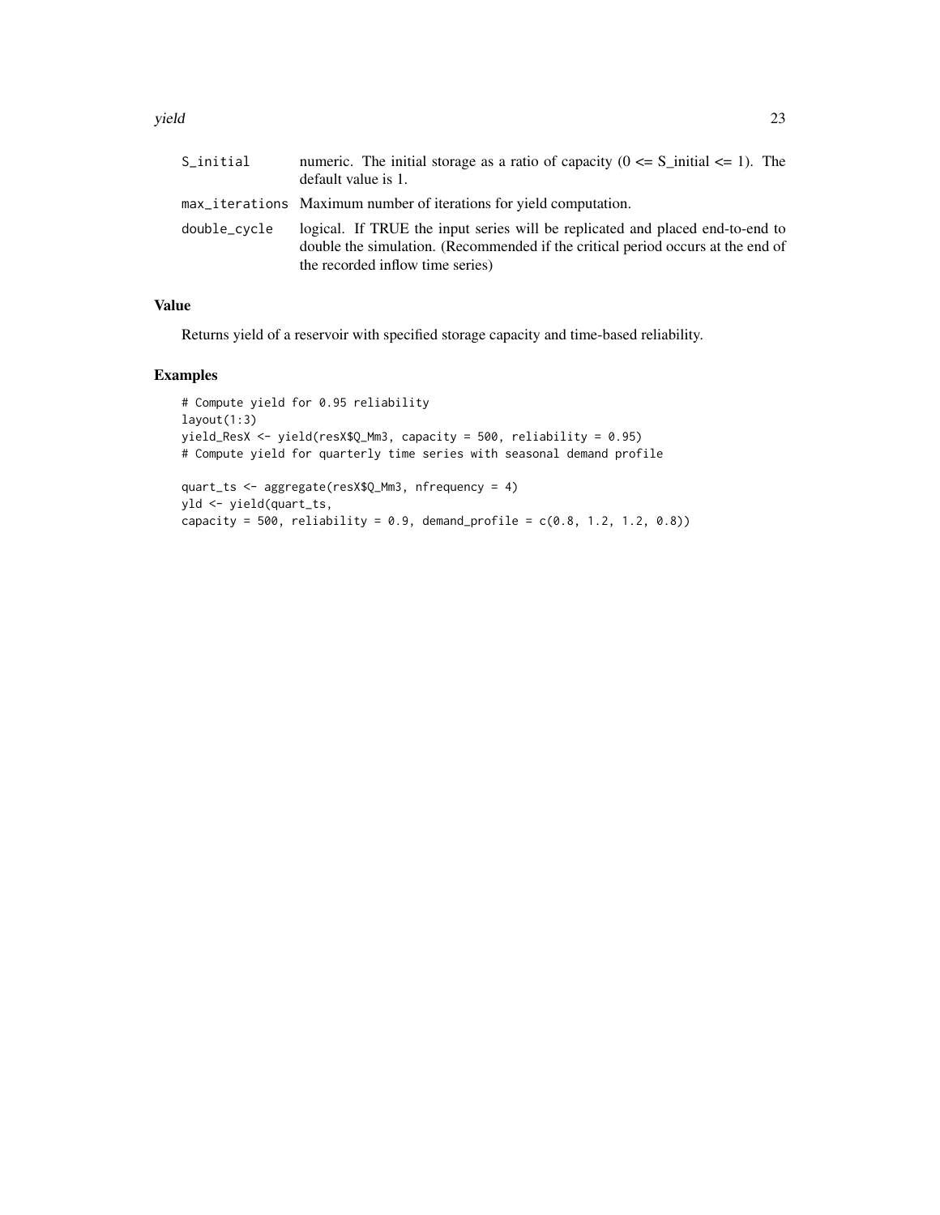| | |
|---|---|
| S_initial | numeric. The initial storage as a ratio of capacity (0 <= S_initial <= 1). The default value is 1. |
| max_iterations | Maximum number of iterations for yield computation. |
| double_cycle | logical. If TRUE the input series will be replicated and placed end-to-end to double the simulation. (Recommended if the critical period occurs at the end of the recorded inflow time series) |

## Value

Returns yield of a reservoir with specified storage capacity and time-based reliability.

## Examples

```
# Compute yield for 0.95 reliability
layout(1:3)
yield_ResX <- yield(resX$Q_Mm3, capacity = 500, reliability = 0.95)
# Compute yield for quarterly time series with seasonal demand profile

quart_ts <- aggregate(resX$Q_Mm3, nfrequency = 4)
yld <- yield(quart_ts,
capacity = 500, reliability = 0.9, demand_profile = c(0.8, 1.2, 1.2, 0.8))
```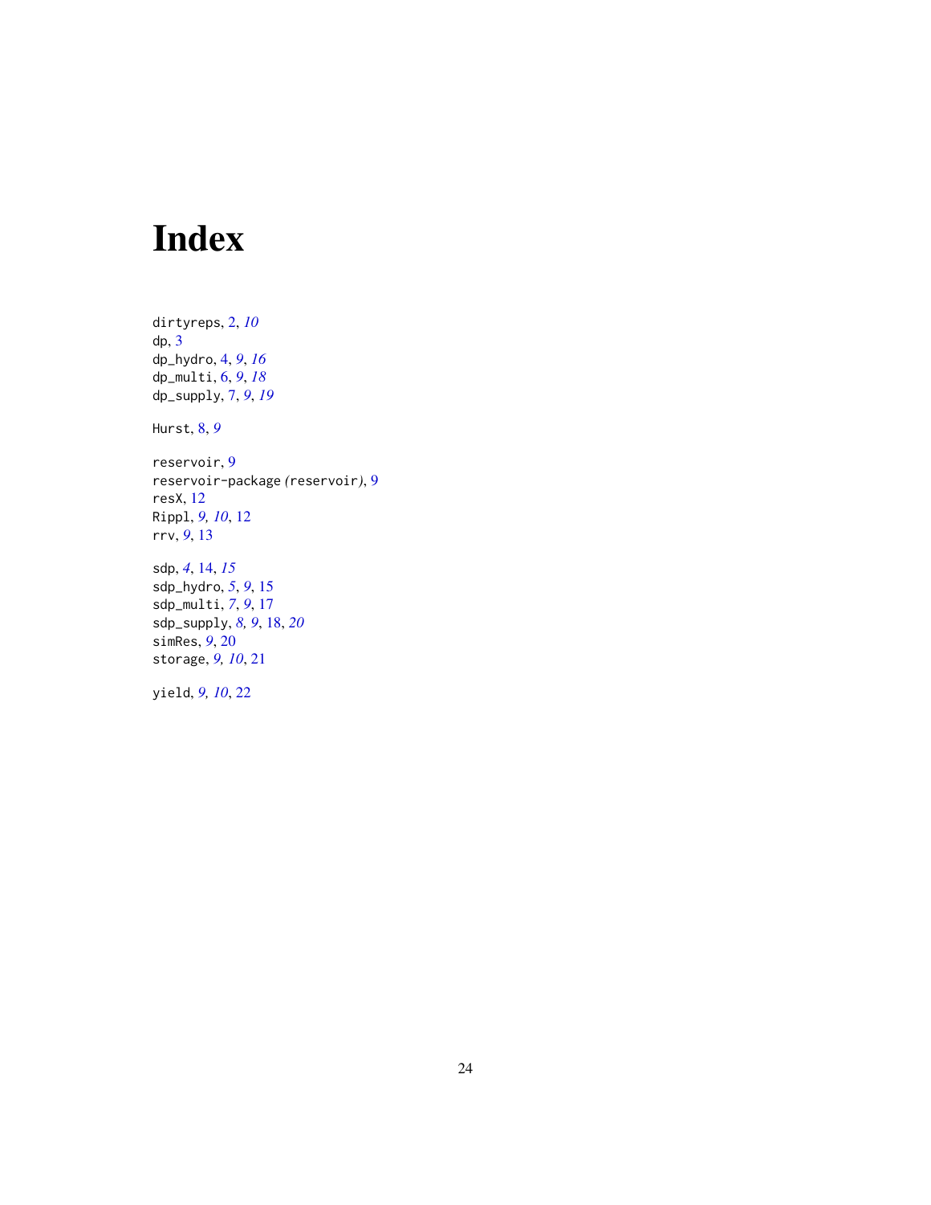# Index

dirtyreps, 2, *10*
dp, 3
dp_hydro, 4, *9*, *16*
dp_multi, 6, *9*, *18*
dp_supply, 7, *9*, *19*

Hurst, 8, *9*

reservoir, 9
reservoir-package *(*reservoir*)*, 9
resX, 12
Rippl, *9, 10*, 12
rrv, *9*, 13

sdp, *4*, 14, *15*
sdp_hydro, *5*, *9*, 15
sdp_multi, *7*, *9*, 17
sdp_supply, *8, 9*, 18, *20*
simRes, *9*, 20
storage, *9, 10*, 21

yield, *9, 10*, 22